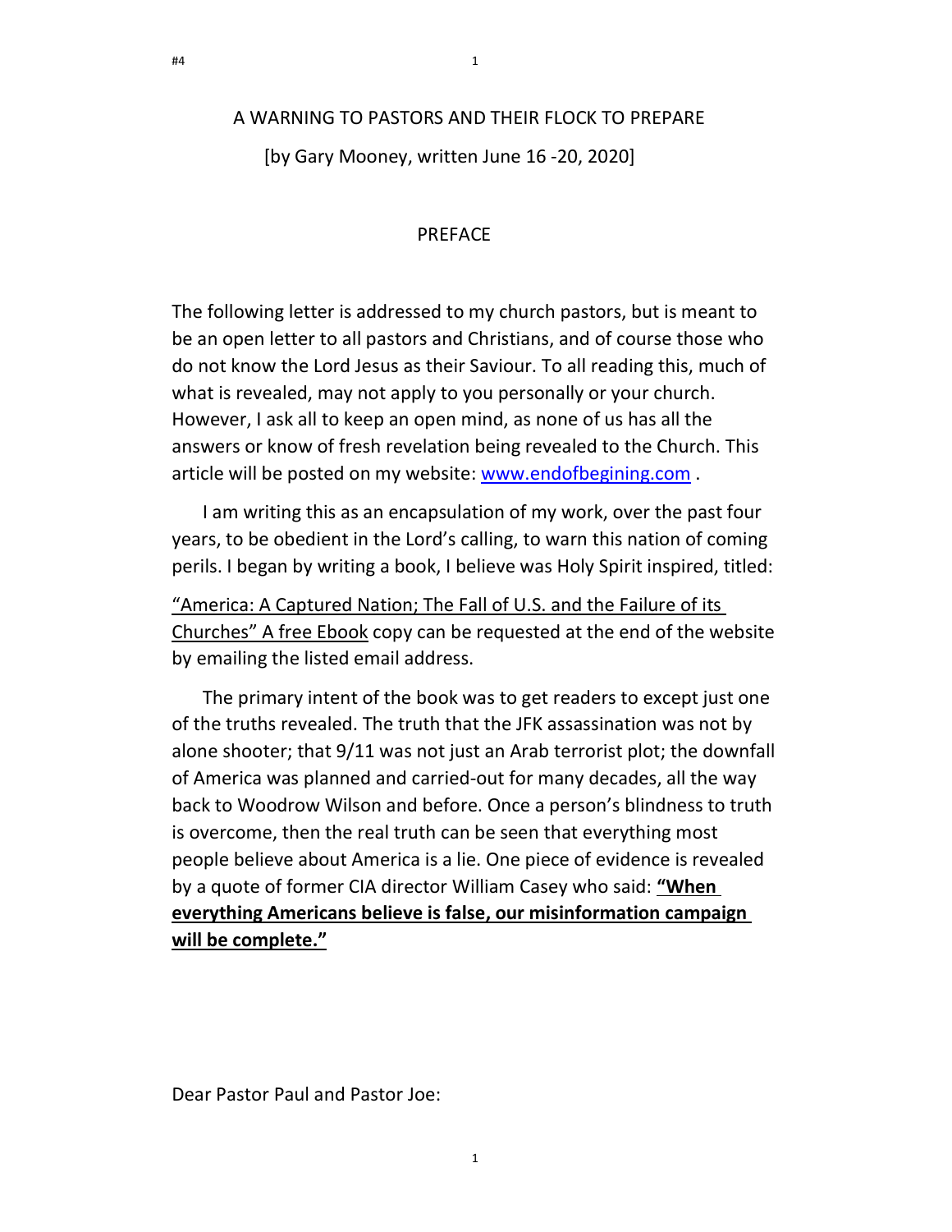# A WARNING TO PASTORS AND THEIR FLOCK TO PREPARE

[by Gary Mooney, written June 16 -20, 2020]

## PREFACE

The following letter is addressed to my church pastors, but is meant to be an open letter to all pastors and Christians, and of course those who do not know the Lord Jesus as their Saviour. To all reading this, much of what is revealed, may not apply to you personally or your church. However, I ask all to keep an open mind, as none of us has all the answers or know of fresh revelation being revealed to the Church. This article will be posted on my website: [www.endofbegining.com](http://www.endofbegining.com) .

I am writing this as an encapsulation of my work, over the past four years, to be obedient in the Lord's calling, to warn this nation of coming perils. I began by writing a book, I believe was Holy Spirit inspired, titled:

<u>"America: A Captured Nation; The Fall of U.S. and the Failure of its Churches" A free Ebook</u> copy can be requested at the end of the website by emailing the listed email address.

The primary intent of the book was to get readers to except just one of the truths revealed. The truth that the JFK assassination was not by alone shooter; that 9/11 was not just an Arab terrorist plot; the downfall of America was planned and carried-out for many decades, all the way back to Woodrow Wilson and before. Once a person's blindness to truth is overcome, then the real truth can be seen that everything most people believe about America is a lie. One piece of evidence is revealed by a quote of former CIA director William Casey who said: <u>**"When everything Americans believe is false, our misinformation campaign will be complete."**</u>

Dear Pastor Paul and Pastor Joe: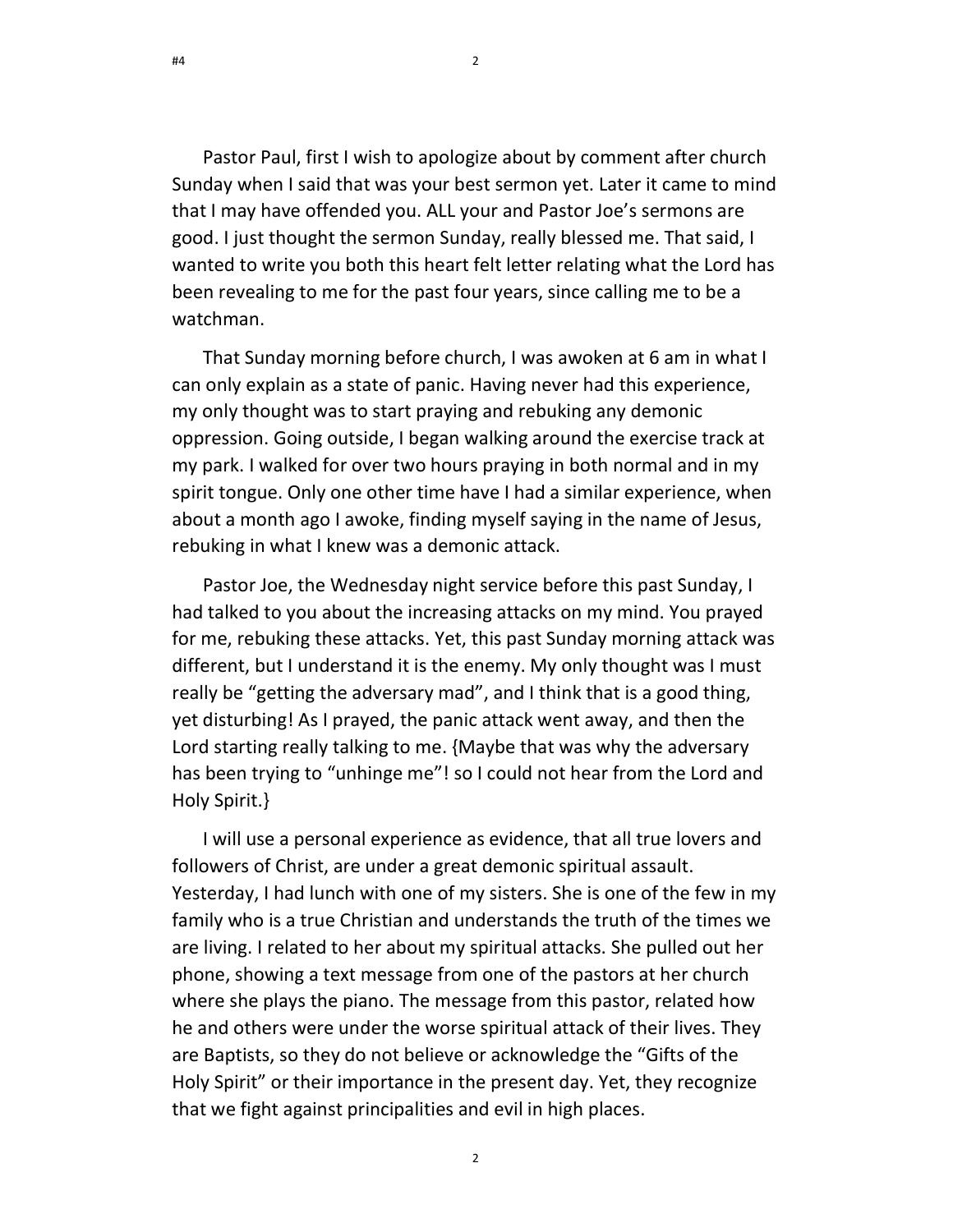Pastor Paul, first I wish to apologize about by comment after church Sunday when I said that was your best sermon yet. Later it came to mind that I may have offended you. ALL your and Pastor Joe's sermons are good. I just thought the sermon Sunday, really blessed me. That said, I wanted to write you both this heart felt letter relating what the Lord has been revealing to me for the past four years, since calling me to be a watchman.

That Sunday morning before church, I was awoken at 6 am in what I can only explain as a state of panic. Having never had this experience, my only thought was to start praying and rebuking any demonic oppression. Going outside, I began walking around the exercise track at my park. I walked for over two hours praying in both normal and in my spirit tongue. Only one other time have I had a similar experience, when about a month ago I awoke, finding myself saying in the name of Jesus, rebuking in what I knew was a demonic attack.

Pastor Joe, the Wednesday night service before this past Sunday, I had talked to you about the increasing attacks on my mind. You prayed for me, rebuking these attacks. Yet, this past Sunday morning attack was different, but I understand it is the enemy. My only thought was I must really be "getting the adversary mad", and I think that is a good thing, yet disturbing! As I prayed, the panic attack went away, and then the Lord starting really talking to me. {Maybe that was why the adversary has been trying to "unhinge me"! so I could not hear from the Lord and Holy Spirit.}

I will use a personal experience as evidence, that all true lovers and followers of Christ, are under a great demonic spiritual assault. Yesterday, I had lunch with one of my sisters. She is one of the few in my family who is a true Christian and understands the truth of the times we are living. I related to her about my spiritual attacks. She pulled out her phone, showing a text message from one of the pastors at her church where she plays the piano. The message from this pastor, related how he and others were under the worse spiritual attack of their lives. They are Baptists, so they do not believe or acknowledge the "Gifts of the Holy Spirit" or their importance in the present day. Yet, they recognize that we fight against principalities and evil in high places.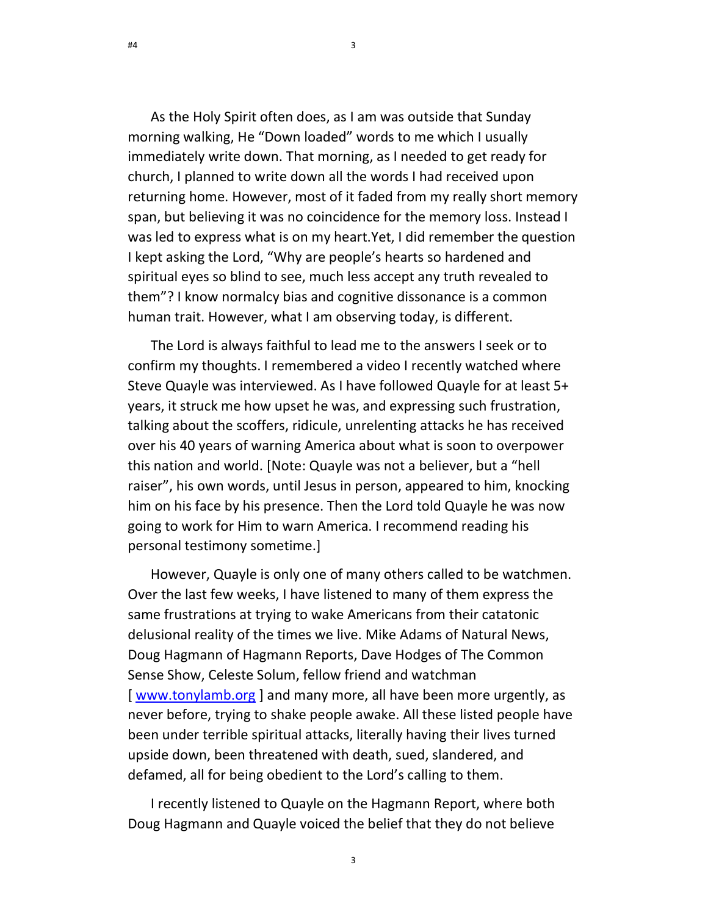As the Holy Spirit often does, as I am was outside that Sunday morning walking, He "Down loaded" words to me which I usually immediately write down. That morning, as I needed to get ready for church, I planned to write down all the words I had received upon returning home. However, most of it faded from my really short memory span, but believing it was no coincidence for the memory loss. Instead I was led to express what is on my heart.Yet, I did remember the question I kept asking the Lord, "Why are people's hearts so hardened and spiritual eyes so blind to see, much less accept any truth revealed to them"? I know normalcy bias and cognitive dissonance is a common human trait. However, what I am observing today, is different.

The Lord is always faithful to lead me to the answers I seek or to confirm my thoughts. I remembered a video I recently watched where Steve Quayle was interviewed. As I have followed Quayle for at least 5+ years, it struck me how upset he was, and expressing such frustration, talking about the scoffers, ridicule, unrelenting attacks he has received over his 40 years of warning America about what is soon to overpower this nation and world. [Note: Quayle was not a believer, but a "hell raiser", his own words, until Jesus in person, appeared to him, knocking him on his face by his presence. Then the Lord told Quayle he was now going to work for Him to warn America. I recommend reading his personal testimony sometime.]

However, Quayle is only one of many others called to be watchmen. Over the last few weeks, I have listened to many of them express the same frustrations at trying to wake Americans from their catatonic delusional reality of the times we live. Mike Adams of Natural News, Doug Hagmann of Hagmann Reports, Dave Hodges of The Common Sense Show, Celeste Solum, fellow friend and watchman [ www.tonylamb.org ] and many more, all have been more urgently, as never before, trying to shake people awake. All these listed people have been under terrible spiritual attacks, literally having their lives turned upside down, been threatened with death, sued, slandered, and defamed, all for being obedient to the Lord's calling to them.

I recently listened to Quayle on the Hagmann Report, where both Doug Hagmann and Quayle voiced the belief that they do not believe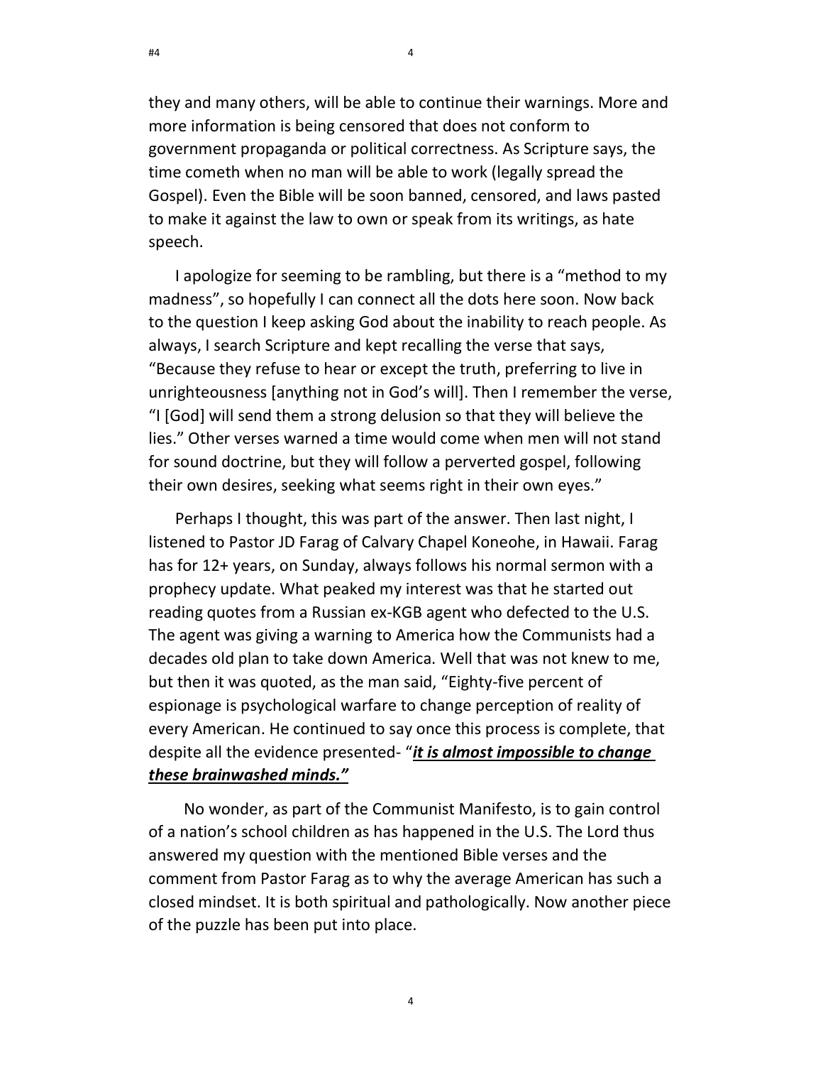they and many others, will be able to continue their warnings. More and more information is being censored that does not conform to government propaganda or political correctness. As Scripture says, the time cometh when no man will be able to work (legally spread the Gospel). Even the Bible will be soon banned, censored, and laws pasted to make it against the law to own or speak from its writings, as hate speech.

I apologize for seeming to be rambling, but there is a "method to my madness", so hopefully I can connect all the dots here soon. Now back to the question I keep asking God about the inability to reach people. As always, I search Scripture and kept recalling the verse that says, "Because they refuse to hear or except the truth, preferring to live in unrighteousness [anything not in God's will]. Then I remember the verse, "I [God] will send them a strong delusion so that they will believe the lies." Other verses warned a time would come when men will not stand for sound doctrine, but they will follow a perverted gospel, following their own desires, seeking what seems right in their own eyes."

Perhaps I thought, this was part of the answer. Then last night, I listened to Pastor JD Farag of Calvary Chapel Koneohe, in Hawaii. Farag has for 12+ years, on Sunday, always follows his normal sermon with a prophecy update. What peaked my interest was that he started out reading quotes from a Russian ex-KGB agent who defected to the U.S. The agent was giving a warning to America how the Communists had a decades old plan to take down America. Well that was not knew to me, but then it was quoted, as the man said, "Eighty-five percent of espionage is psychological warfare to change perception of reality of every American. He continued to say once this process is complete, that despite all the evidence presented- "***<u>it is almost impossible to change these brainwashed minds."</u>***

No wonder, as part of the Communist Manifesto, is to gain control of a nation's school children as has happened in the U.S. The Lord thus answered my question with the mentioned Bible verses and the comment from Pastor Farag as to why the average American has such a closed mindset. It is both spiritual and pathologically. Now another piece of the puzzle has been put into place.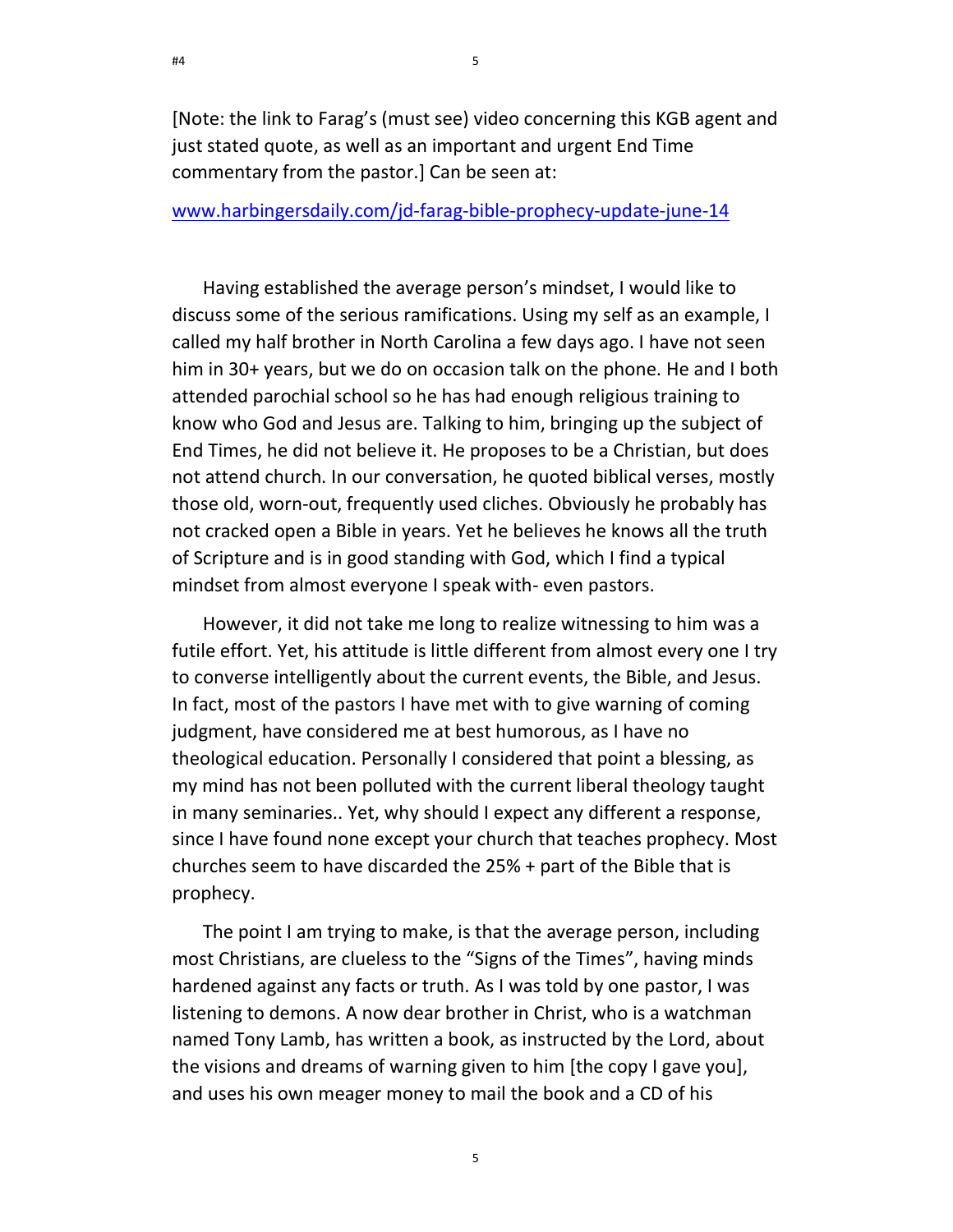[Note: the link to Farag's (must see) video concerning this KGB agent and just stated quote, as well as an important and urgent End Time commentary from the pastor.] Can be seen at:

www.harbingersdaily.com/jd-farag-bible-prophecy-update-june-14

Having established the average person's mindset, I would like to discuss some of the serious ramifications. Using my self as an example, I called my half brother in North Carolina a few days ago. I have not seen him in 30+ years, but we do on occasion talk on the phone. He and I both attended parochial school so he has had enough religious training to know who God and Jesus are. Talking to him, bringing up the subject of End Times, he did not believe it. He proposes to be a Christian, but does not attend church. In our conversation, he quoted biblical verses, mostly those old, worn-out, frequently used cliches. Obviously he probably has not cracked open a Bible in years. Yet he believes he knows all the truth of Scripture and is in good standing with God, which I find a typical mindset from almost everyone I speak with- even pastors.

However, it did not take me long to realize witnessing to him was a futile effort. Yet, his attitude is little different from almost every one I try to converse intelligently about the current events, the Bible, and Jesus. In fact, most of the pastors I have met with to give warning of coming judgment, have considered me at best humorous, as I have no theological education. Personally I considered that point a blessing, as my mind has not been polluted with the current liberal theology taught in many seminaries.. Yet, why should I expect any different a response, since I have found none except your church that teaches prophecy. Most churches seem to have discarded the 25% + part of the Bible that is prophecy.

The point I am trying to make, is that the average person, including most Christians, are clueless to the "Signs of the Times", having minds hardened against any facts or truth. As I was told by one pastor, I was listening to demons. A now dear brother in Christ, who is a watchman named Tony Lamb, has written a book, as instructed by the Lord, about the visions and dreams of warning given to him [the copy I gave you], and uses his own meager money to mail the book and a CD of his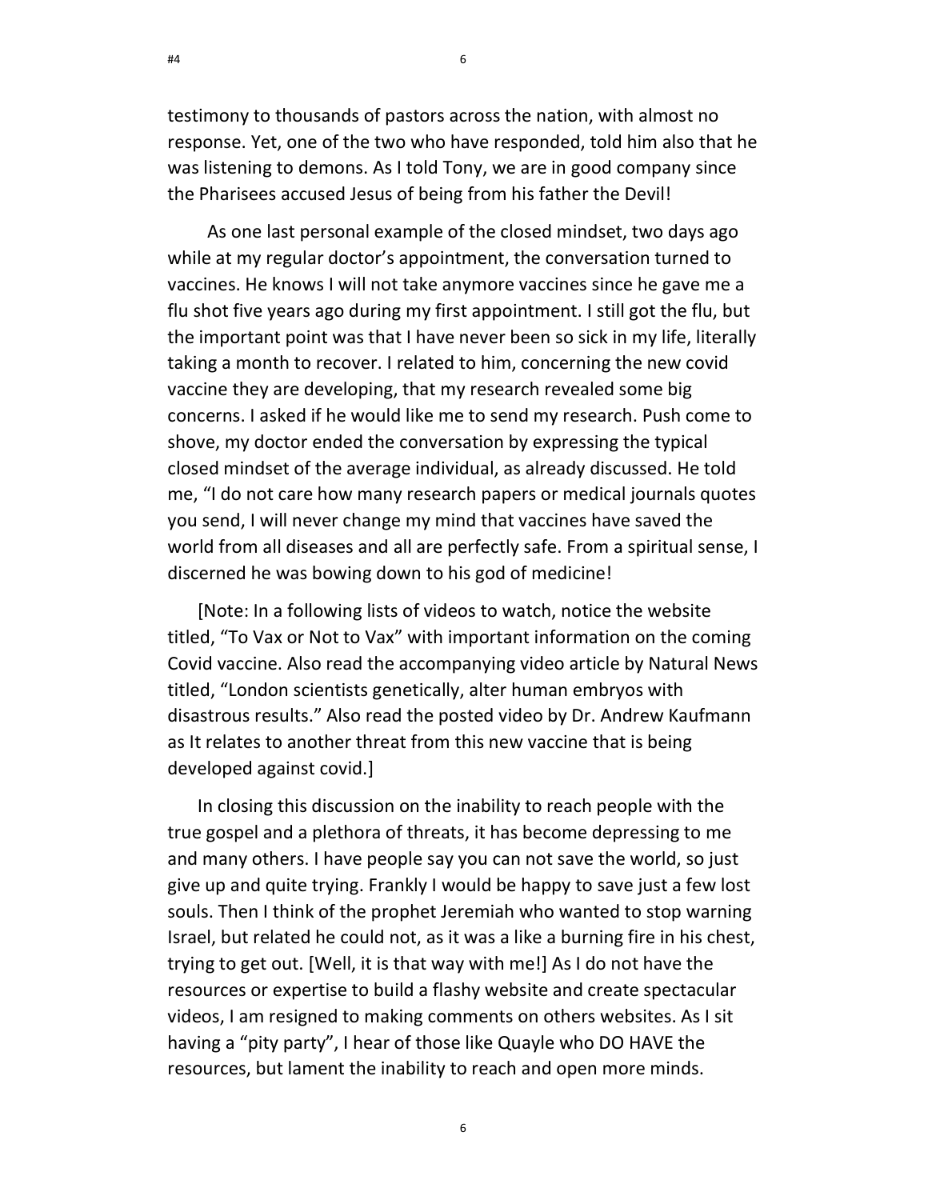testimony to thousands of pastors across the nation, with almost no response. Yet, one of the two who have responded, told him also that he was listening to demons. As I told Tony, we are in good company since the Pharisees accused Jesus of being from his father the Devil!

As one last personal example of the closed mindset, two days ago while at my regular doctor's appointment, the conversation turned to vaccines. He knows I will not take anymore vaccines since he gave me a flu shot five years ago during my first appointment. I still got the flu, but the important point was that I have never been so sick in my life, literally taking a month to recover. I related to him, concerning the new covid vaccine they are developing, that my research revealed some big concerns. I asked if he would like me to send my research. Push come to shove, my doctor ended the conversation by expressing the typical closed mindset of the average individual, as already discussed. He told me, "I do not care how many research papers or medical journals quotes you send, I will never change my mind that vaccines have saved the world from all diseases and all are perfectly safe. From a spiritual sense, I discerned he was bowing down to his god of medicine!

[Note: In a following lists of videos to watch, notice the website titled, "To Vax or Not to Vax" with important information on the coming Covid vaccine. Also read the accompanying video article by Natural News titled, "London scientists genetically, alter human embryos with disastrous results." Also read the posted video by Dr. Andrew Kaufmann as It relates to another threat from this new vaccine that is being developed against covid.]

In closing this discussion on the inability to reach people with the true gospel and a plethora of threats, it has become depressing to me and many others. I have people say you can not save the world, so just give up and quite trying. Frankly I would be happy to save just a few lost souls. Then I think of the prophet Jeremiah who wanted to stop warning Israel, but related he could not, as it was a like a burning fire in his chest, trying to get out. [Well, it is that way with me!] As I do not have the resources or expertise to build a flashy website and create spectacular videos, I am resigned to making comments on others websites. As I sit having a "pity party", I hear of those like Quayle who DO HAVE the resources, but lament the inability to reach and open more minds.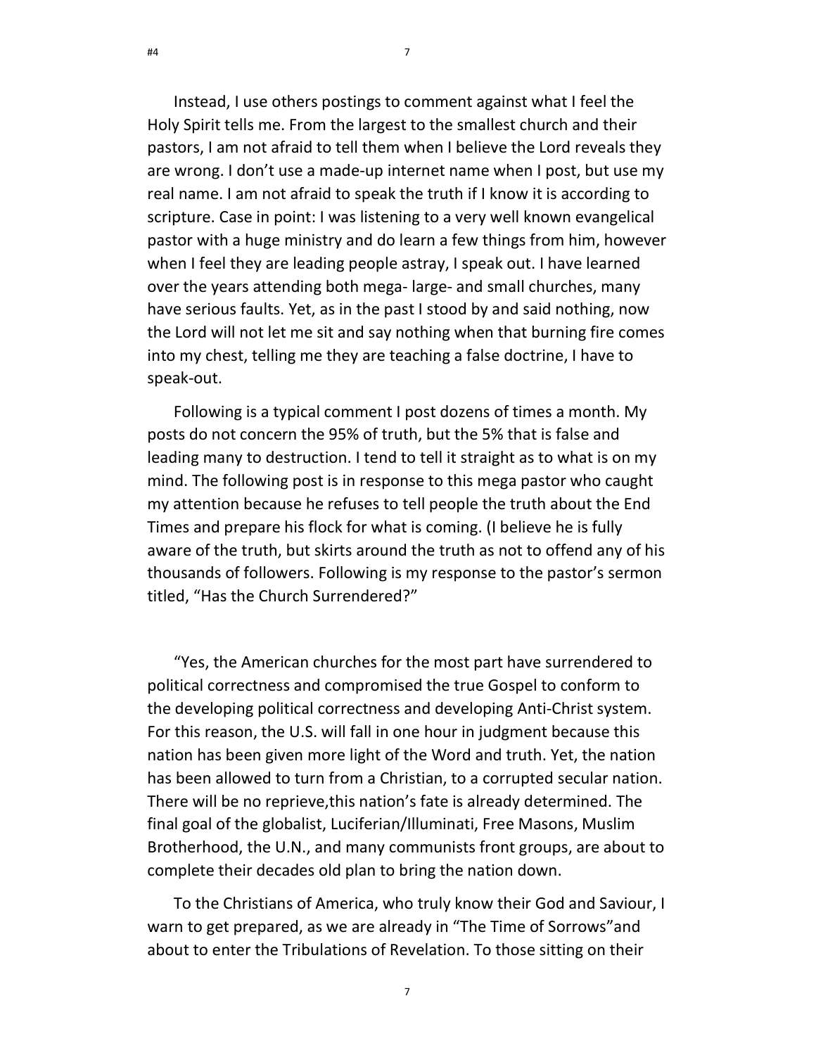Instead, I use others postings to comment against what I feel the Holy Spirit tells me. From the largest to the smallest church and their pastors, I am not afraid to tell them when I believe the Lord reveals they are wrong. I don't use a made-up internet name when I post, but use my real name. I am not afraid to speak the truth if I know it is according to scripture. Case in point: I was listening to a very well known evangelical pastor with a huge ministry and do learn a few things from him, however when I feel they are leading people astray, I speak out. I have learned over the years attending both mega- large- and small churches, many have serious faults. Yet, as in the past I stood by and said nothing, now the Lord will not let me sit and say nothing when that burning fire comes into my chest, telling me they are teaching a false doctrine, I have to speak-out.

Following is a typical comment I post dozens of times a month. My posts do not concern the 95% of truth, but the 5% that is false and leading many to destruction. I tend to tell it straight as to what is on my mind. The following post is in response to this mega pastor who caught my attention because he refuses to tell people the truth about the End Times and prepare his flock for what is coming. (I believe he is fully aware of the truth, but skirts around the truth as not to offend any of his thousands of followers. Following is my response to the pastor's sermon titled, "Has the Church Surrendered?"

"Yes, the American churches for the most part have surrendered to political correctness and compromised the true Gospel to conform to the developing political correctness and developing Anti-Christ system. For this reason, the U.S. will fall in one hour in judgment because this nation has been given more light of the Word and truth. Yet, the nation has been allowed to turn from a Christian, to a corrupted secular nation. There will be no reprieve,this nation's fate is already determined. The final goal of the globalist, Luciferian/Illuminati, Free Masons, Muslim Brotherhood, the U.N., and many communists front groups, are about to complete their decades old plan to bring the nation down.

To the Christians of America, who truly know their God and Saviour, I warn to get prepared, as we are already in "The Time of Sorrows"and about to enter the Tribulations of Revelation. To those sitting on their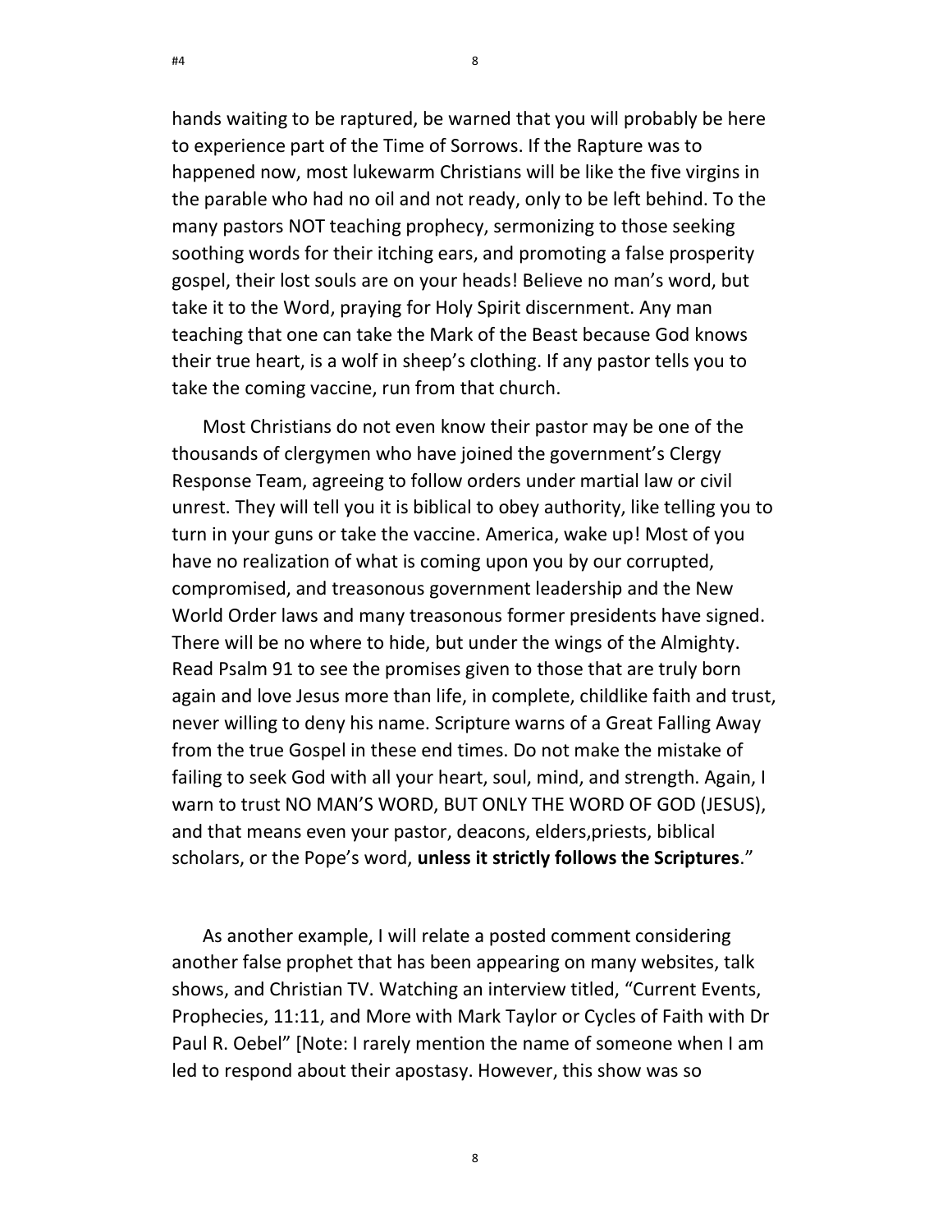hands waiting to be raptured, be warned that you will probably be here to experience part of the Time of Sorrows. If the Rapture was to happened now, most lukewarm Christians will be like the five virgins in the parable who had no oil and not ready, only to be left behind. To the many pastors NOT teaching prophecy, sermonizing to those seeking soothing words for their itching ears, and promoting a false prosperity gospel, their lost souls are on your heads! Believe no man's word, but take it to the Word, praying for Holy Spirit discernment. Any man teaching that one can take the Mark of the Beast because God knows their true heart, is a wolf in sheep's clothing. If any pastor tells you to take the coming vaccine, run from that church.

Most Christians do not even know their pastor may be one of the thousands of clergymen who have joined the government's Clergy Response Team, agreeing to follow orders under martial law or civil unrest. They will tell you it is biblical to obey authority, like telling you to turn in your guns or take the vaccine. America, wake up! Most of you have no realization of what is coming upon you by our corrupted, compromised, and treasonous government leadership and the New World Order laws and many treasonous former presidents have signed. There will be no where to hide, but under the wings of the Almighty. Read Psalm 91 to see the promises given to those that are truly born again and love Jesus more than life, in complete, childlike faith and trust, never willing to deny his name. Scripture warns of a Great Falling Away from the true Gospel in these end times. Do not make the mistake of failing to seek God with all your heart, soul, mind, and strength. Again, I warn to trust NO MAN'S WORD, BUT ONLY THE WORD OF GOD (JESUS), and that means even your pastor, deacons, elders,priests, biblical scholars, or the Pope's word, **unless it strictly follows the Scriptures**."

As another example, I will relate a posted comment considering another false prophet that has been appearing on many websites, talk shows, and Christian TV. Watching an interview titled, "Current Events, Prophecies, 11:11, and More with Mark Taylor or Cycles of Faith with Dr Paul R. Oebel" [Note: I rarely mention the name of someone when I am led to respond about their apostasy. However, this show was so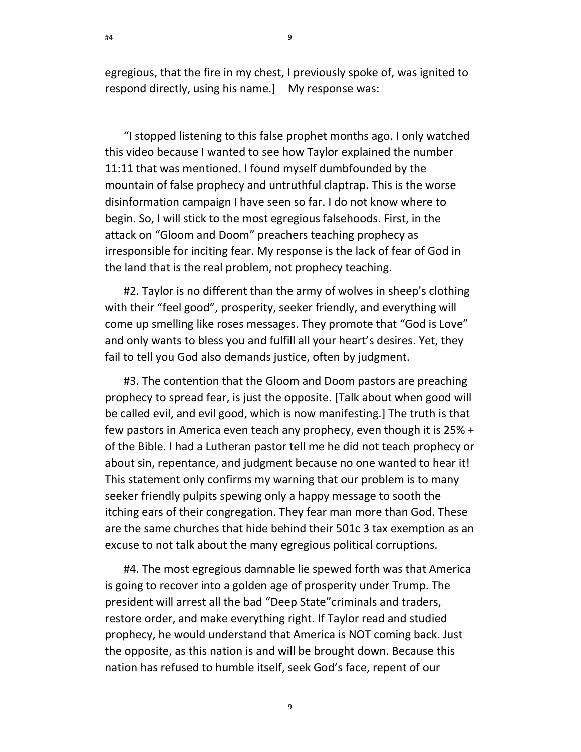egregious, that the fire in my chest, I previously spoke of, was ignited to respond directly, using his name.]    My response was:

“I stopped listening to this false prophet months ago. I only watched this video because I wanted to see how Taylor explained the number 11:11 that was mentioned. I found myself dumbfounded by the mountain of false prophecy and untruthful claptrap. This is the worse disinformation campaign I have seen so far. I do not know where to begin. So, I will stick to the most egregious falsehoods. First, in the attack on “Gloom and Doom” preachers teaching prophecy as irresponsible for inciting fear. My response is the lack of fear of God in the land that is the real problem, not prophecy teaching.

#2. Taylor is no different than the army of wolves in sheep's clothing with their “feel good”, prosperity, seeker friendly, and everything will come up smelling like roses messages. They promote that “God is Love” and only wants to bless you and fulfill all your heart’s desires. Yet, they fail to tell you God also demands justice, often by judgment.

#3. The contention that the Gloom and Doom pastors are preaching prophecy to spread fear, is just the opposite. [Talk about when good will be called evil, and evil good, which is now manifesting.] The truth is that few pastors in America even teach any prophecy, even though it is 25% + of the Bible. I had a Lutheran pastor tell me he did not teach prophecy or about sin, repentance, and judgment because no one wanted to hear it! This statement only confirms my warning that our problem is to many seeker friendly pulpits spewing only a happy message to sooth the itching ears of their congregation. They fear man more than God. These are the same churches that hide behind their 501c 3 tax exemption as an excuse to not talk about the many egregious political corruptions.

#4. The most egregious damnable lie spewed forth was that America is going to recover into a golden age of prosperity under Trump. The president will arrest all the bad “Deep State”criminals and traders, restore order, and make everything right. If Taylor read and studied prophecy, he would understand that America is NOT coming back. Just the opposite, as this nation is and will be brought down. Because this nation has refused to humble itself, seek God’s face, repent of our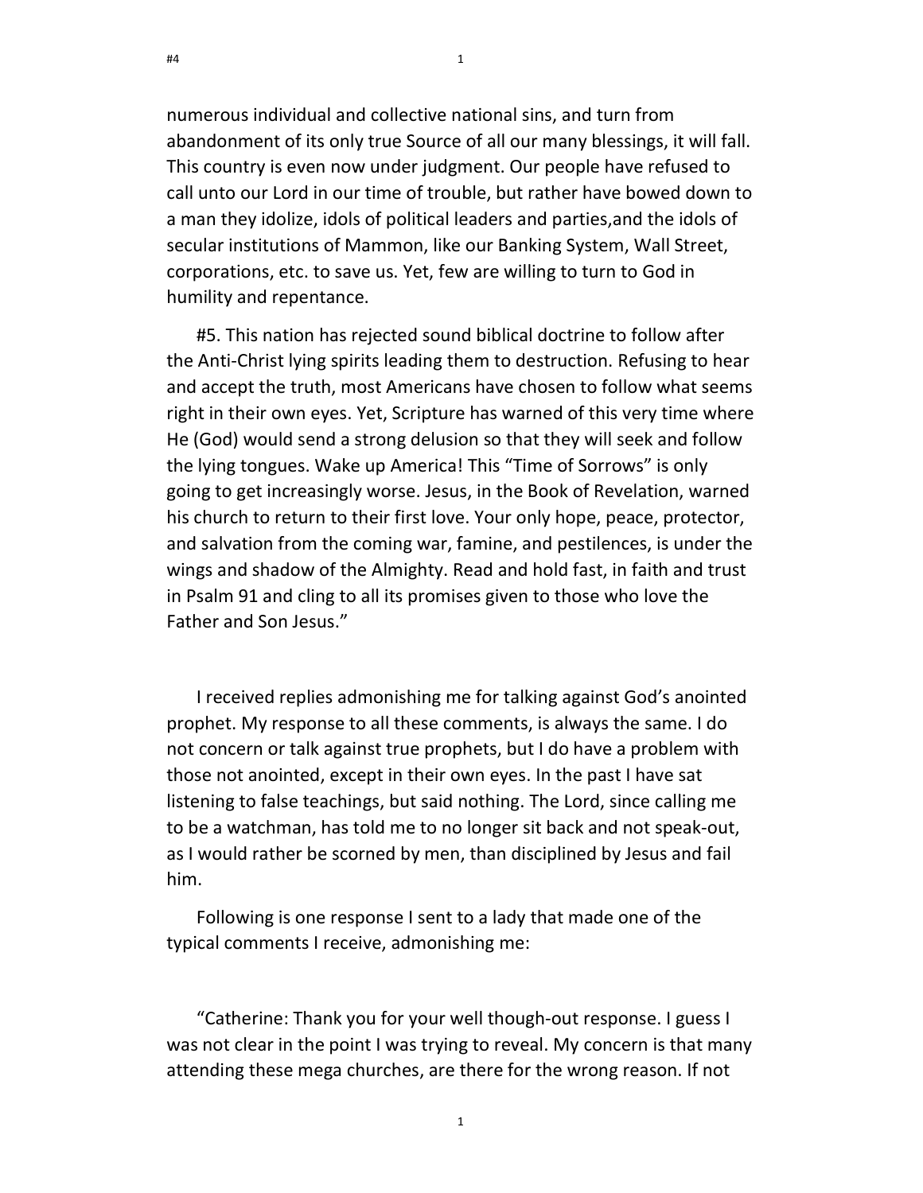numerous individual and collective national sins, and turn from abandonment of its only true Source of all our many blessings, it will fall. This country is even now under judgment. Our people have refused to call unto our Lord in our time of trouble, but rather have bowed down to a man they idolize, idols of political leaders and parties,and the idols of secular institutions of Mammon, like our Banking System, Wall Street, corporations, etc. to save us. Yet, few are willing to turn to God in humility and repentance.

#5. This nation has rejected sound biblical doctrine to follow after the Anti-Christ lying spirits leading them to destruction. Refusing to hear and accept the truth, most Americans have chosen to follow what seems right in their own eyes. Yet, Scripture has warned of this very time where He (God) would send a strong delusion so that they will seek and follow the lying tongues. Wake up America! This "Time of Sorrows" is only going to get increasingly worse. Jesus, in the Book of Revelation, warned his church to return to their first love. Your only hope, peace, protector, and salvation from the coming war, famine, and pestilences, is under the wings and shadow of the Almighty. Read and hold fast, in faith and trust in Psalm 91 and cling to all its promises given to those who love the Father and Son Jesus."

I received replies admonishing me for talking against God's anointed prophet. My response to all these comments, is always the same. I do not concern or talk against true prophets, but I do have a problem with those not anointed, except in their own eyes. In the past I have sat listening to false teachings, but said nothing. The Lord, since calling me to be a watchman, has told me to no longer sit back and not speak-out, as I would rather be scorned by men, than disciplined by Jesus and fail him.

Following is one response I sent to a lady that made one of the typical comments I receive, admonishing me:

"Catherine: Thank you for your well though-out response. I guess I was not clear in the point I was trying to reveal. My concern is that many attending these mega churches, are there for the wrong reason. If not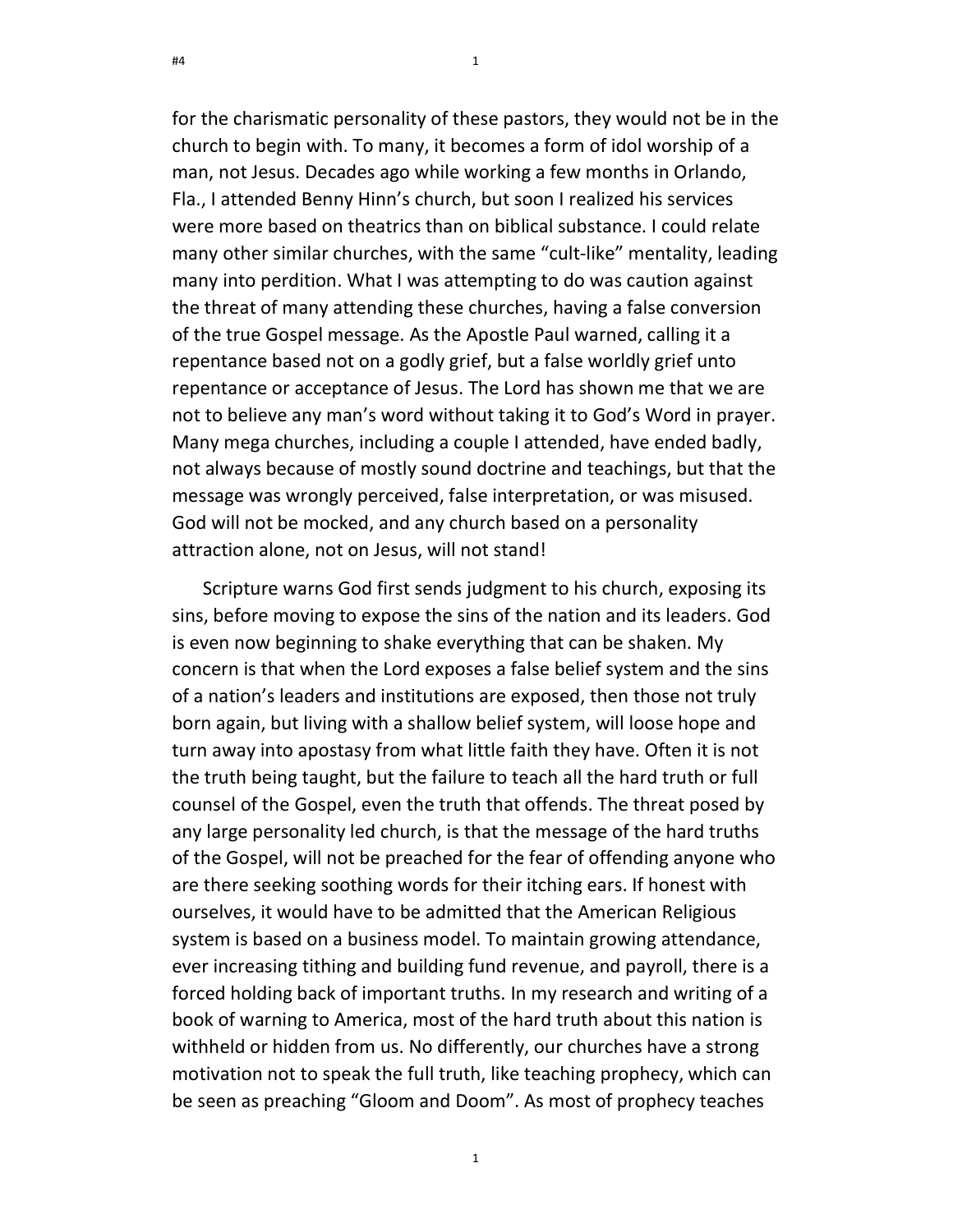for the charismatic personality of these pastors, they would not be in the church to begin with. To many, it becomes a form of idol worship of a man, not Jesus. Decades ago while working a few months in Orlando, Fla., I attended Benny Hinn's church, but soon I realized his services were more based on theatrics than on biblical substance. I could relate many other similar churches, with the same "cult-like" mentality, leading many into perdition. What I was attempting to do was caution against the threat of many attending these churches, having a false conversion of the true Gospel message. As the Apostle Paul warned, calling it a repentance based not on a godly grief, but a false worldly grief unto repentance or acceptance of Jesus. The Lord has shown me that we are not to believe any man's word without taking it to God's Word in prayer. Many mega churches, including a couple I attended, have ended badly, not always because of mostly sound doctrine and teachings, but that the message was wrongly perceived, false interpretation, or was misused. God will not be mocked, and any church based on a personality attraction alone, not on Jesus, will not stand!

Scripture warns God first sends judgment to his church, exposing its sins, before moving to expose the sins of the nation and its leaders. God is even now beginning to shake everything that can be shaken. My concern is that when the Lord exposes a false belief system and the sins of a nation's leaders and institutions are exposed, then those not truly born again, but living with a shallow belief system, will loose hope and turn away into apostasy from what little faith they have. Often it is not the truth being taught, but the failure to teach all the hard truth or full counsel of the Gospel, even the truth that offends. The threat posed by any large personality led church, is that the message of the hard truths of the Gospel, will not be preached for the fear of offending anyone who are there seeking soothing words for their itching ears. If honest with ourselves, it would have to be admitted that the American Religious system is based on a business model. To maintain growing attendance, ever increasing tithing and building fund revenue, and payroll, there is a forced holding back of important truths. In my research and writing of a book of warning to America, most of the hard truth about this nation is withheld or hidden from us. No differently, our churches have a strong motivation not to speak the full truth, like teaching prophecy, which can be seen as preaching "Gloom and Doom". As most of prophecy teaches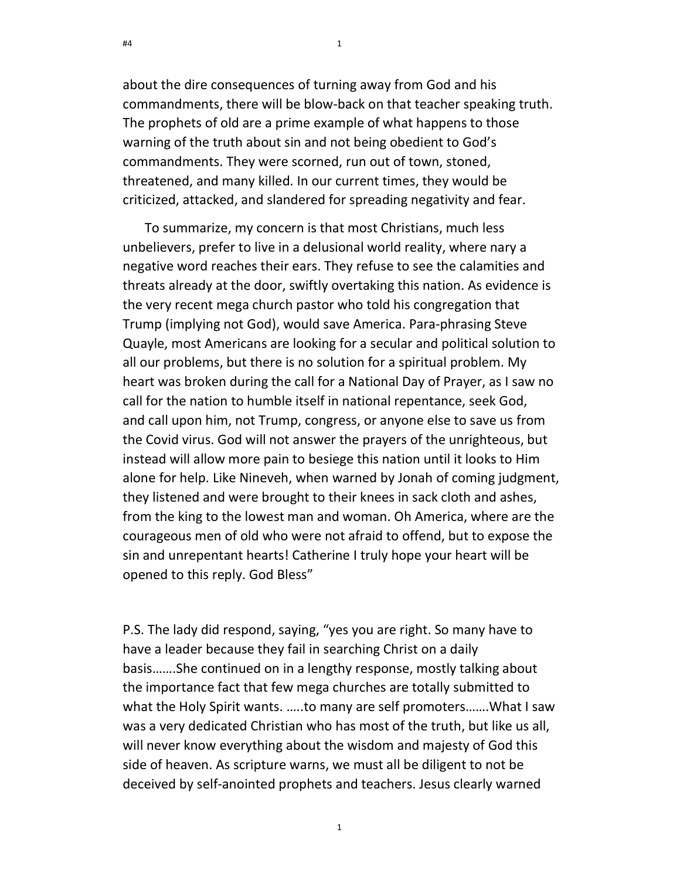about the dire consequences of turning away from God and his commandments, there will be blow-back on that teacher speaking truth. The prophets of old are a prime example of what happens to those warning of the truth about sin and not being obedient to God's commandments. They were scorned, run out of town, stoned, threatened, and many killed. In our current times, they would be criticized, attacked, and slandered for spreading negativity and fear.

To summarize, my concern is that most Christians, much less unbelievers, prefer to live in a delusional world reality, where nary a negative word reaches their ears. They refuse to see the calamities and threats already at the door, swiftly overtaking this nation. As evidence is the very recent mega church pastor who told his congregation that Trump (implying not God), would save America. Para-phrasing Steve Quayle, most Americans are looking for a secular and political solution to all our problems, but there is no solution for a spiritual problem. My heart was broken during the call for a National Day of Prayer, as I saw no call for the nation to humble itself in national repentance, seek God, and call upon him, not Trump, congress, or anyone else to save us from the Covid virus. God will not answer the prayers of the unrighteous, but instead will allow more pain to besiege this nation until it looks to Him alone for help. Like Nineveh, when warned by Jonah of coming judgment, they listened and were brought to their knees in sack cloth and ashes, from the king to the lowest man and woman. Oh America, where are the courageous men of old who were not afraid to offend, but to expose the sin and unrepentant hearts! Catherine I truly hope your heart will be opened to this reply. God Bless"

P.S. The lady did respond, saying, "yes you are right. So many have to have a leader because they fail in searching Christ on a daily basis…….She continued on in a lengthy response, mostly talking about the importance fact that few mega churches are totally submitted to what the Holy Spirit wants. …..to many are self promoters…….What I saw was a very dedicated Christian who has most of the truth, but like us all, will never know everything about the wisdom and majesty of God this side of heaven. As scripture warns, we must all be diligent to not be deceived by self-anointed prophets and teachers. Jesus clearly warned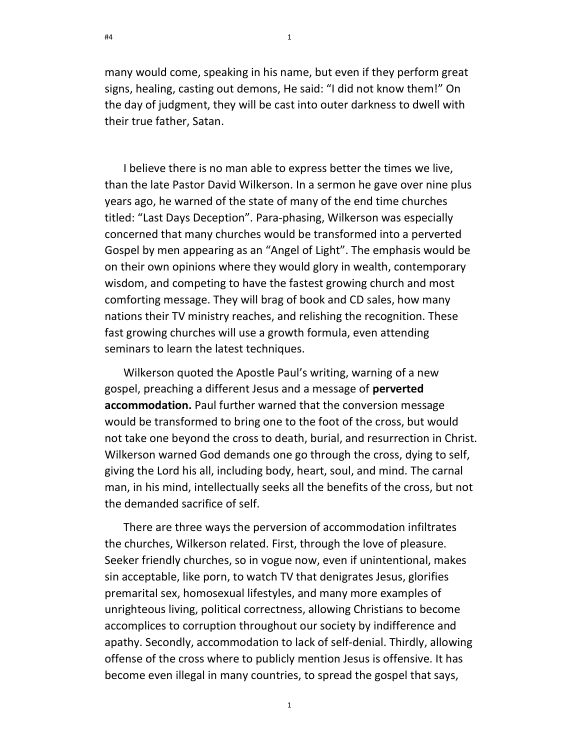many would come, speaking in his name, but even if they perform great signs, healing, casting out demons, He said: “I did not know them!” On the day of judgment, they will be cast into outer darkness to dwell with their true father, Satan.

I believe there is no man able to express better the times we live, than the late Pastor David Wilkerson. In a sermon he gave over nine plus years ago, he warned of the state of many of the end time churches titled: “Last Days Deception”. Para-phasing, Wilkerson was especially concerned that many churches would be transformed into a perverted Gospel by men appearing as an “Angel of Light”. The emphasis would be on their own opinions where they would glory in wealth, contemporary wisdom, and competing to have the fastest growing church and most comforting message. They will brag of book and CD sales, how many nations their TV ministry reaches, and relishing the recognition. These fast growing churches will use a growth formula, even attending seminars to learn the latest techniques.

Wilkerson quoted the Apostle Paul’s writing, warning of a new gospel, preaching a different Jesus and a message of **perverted accommodation.** Paul further warned that the conversion message would be transformed to bring one to the foot of the cross, but would not take one beyond the cross to death, burial, and resurrection in Christ. Wilkerson warned God demands one go through the cross, dying to self, giving the Lord his all, including body, heart, soul, and mind. The carnal man, in his mind, intellectually seeks all the benefits of the cross, but not the demanded sacrifice of self.

There are three ways the perversion of accommodation infiltrates the churches, Wilkerson related. First, through the love of pleasure. Seeker friendly churches, so in vogue now, even if unintentional, makes sin acceptable, like porn, to watch TV that denigrates Jesus, glorifies premarital sex, homosexual lifestyles, and many more examples of unrighteous living, political correctness, allowing Christians to become accomplices to corruption throughout our society by indifference and apathy. Secondly, accommodation to lack of self-denial. Thirdly, allowing offense of the cross where to publicly mention Jesus is offensive. It has become even illegal in many countries, to spread the gospel that says,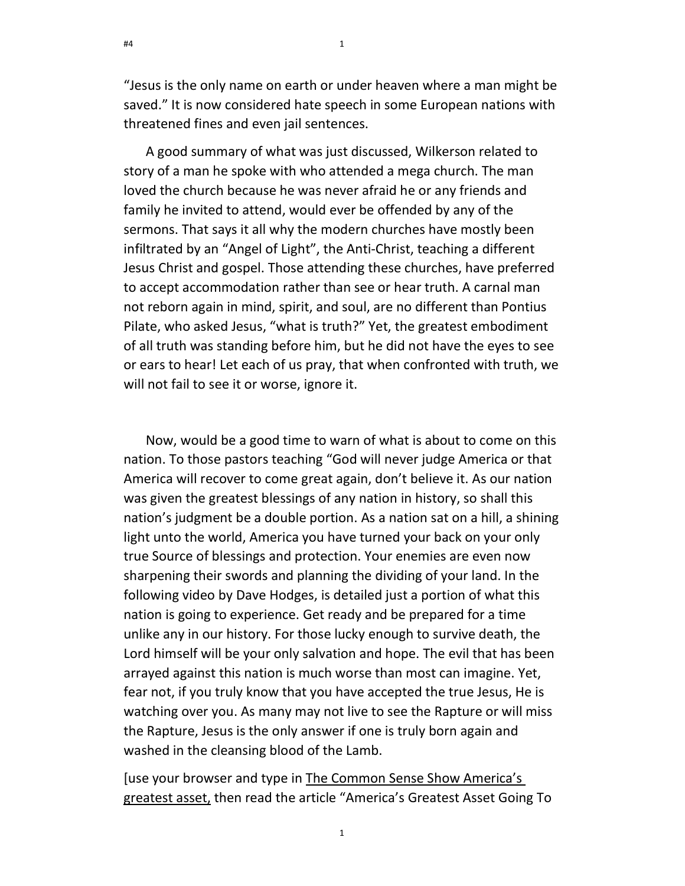"Jesus is the only name on earth or under heaven where a man might be saved." It is now considered hate speech in some European nations with threatened fines and even jail sentences.

A good summary of what was just discussed, Wilkerson related to story of a man he spoke with who attended a mega church. The man loved the church because he was never afraid he or any friends and family he invited to attend, would ever be offended by any of the sermons. That says it all why the modern churches have mostly been infiltrated by an "Angel of Light", the Anti-Christ, teaching a different Jesus Christ and gospel. Those attending these churches, have preferred to accept accommodation rather than see or hear truth. A carnal man not reborn again in mind, spirit, and soul, are no different than Pontius Pilate, who asked Jesus, "what is truth?" Yet, the greatest embodiment of all truth was standing before him, but he did not have the eyes to see or ears to hear! Let each of us pray, that when confronted with truth, we will not fail to see it or worse, ignore it.

Now, would be a good time to warn of what is about to come on this nation. To those pastors teaching "God will never judge America or that America will recover to come great again, don't believe it. As our nation was given the greatest blessings of any nation in history, so shall this nation's judgment be a double portion. As a nation sat on a hill, a shining light unto the world, America you have turned your back on your only true Source of blessings and protection. Your enemies are even now sharpening their swords and planning the dividing of your land. In the following video by Dave Hodges, is detailed just a portion of what this nation is going to experience. Get ready and be prepared for a time unlike any in our history. For those lucky enough to survive death, the Lord himself will be your only salvation and hope. The evil that has been arrayed against this nation is much worse than most can imagine. Yet, fear not, if you truly know that you have accepted the true Jesus, He is watching over you. As many may not live to see the Rapture or will miss the Rapture, Jesus is the only answer if one is truly born again and washed in the cleansing blood of the Lamb.

[use your browser and type in <u>The Common Sense Show America's greatest asset,</u> then read the article "America's Greatest Asset Going To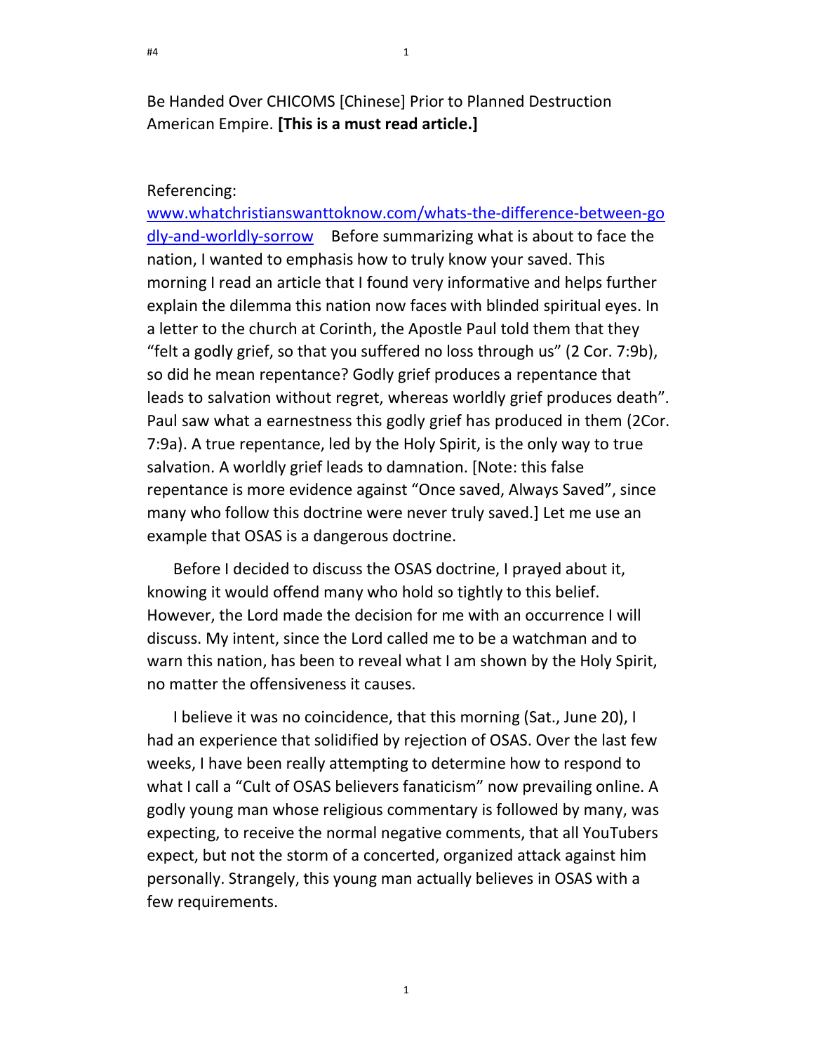Be Handed Over CHICOMS [Chinese] Prior to Planned Destruction American Empire. **[This is a must read article.]**

Referencing: www.whatchristianswanttoknow.com/whats-the-difference-between-godly-and-worldly-sorrow Before summarizing what is about to face the nation, I wanted to emphasis how to truly know your saved. This morning I read an article that I found very informative and helps further explain the dilemma this nation now faces with blinded spiritual eyes. In a letter to the church at Corinth, the Apostle Paul told them that they "felt a godly grief, so that you suffered no loss through us" (2 Cor. 7:9b), so did he mean repentance? Godly grief produces a repentance that leads to salvation without regret, whereas worldly grief produces death". Paul saw what a earnestness this godly grief has produced in them (2Cor. 7:9a). A true repentance, led by the Holy Spirit, is the only way to true salvation. A worldly grief leads to damnation. [Note: this false repentance is more evidence against "Once saved, Always Saved", since many who follow this doctrine were never truly saved.] Let me use an example that OSAS is a dangerous doctrine.

Before I decided to discuss the OSAS doctrine, I prayed about it, knowing it would offend many who hold so tightly to this belief. However, the Lord made the decision for me with an occurrence I will discuss. My intent, since the Lord called me to be a watchman and to warn this nation, has been to reveal what I am shown by the Holy Spirit, no matter the offensiveness it causes.

I believe it was no coincidence, that this morning (Sat., June 20), I had an experience that solidified by rejection of OSAS. Over the last few weeks, I have been really attempting to determine how to respond to what I call a "Cult of OSAS believers fanaticism" now prevailing online. A godly young man whose religious commentary is followed by many, was expecting, to receive the normal negative comments, that all YouTubers expect, but not the storm of a concerted, organized attack against him personally. Strangely, this young man actually believes in OSAS with a few requirements.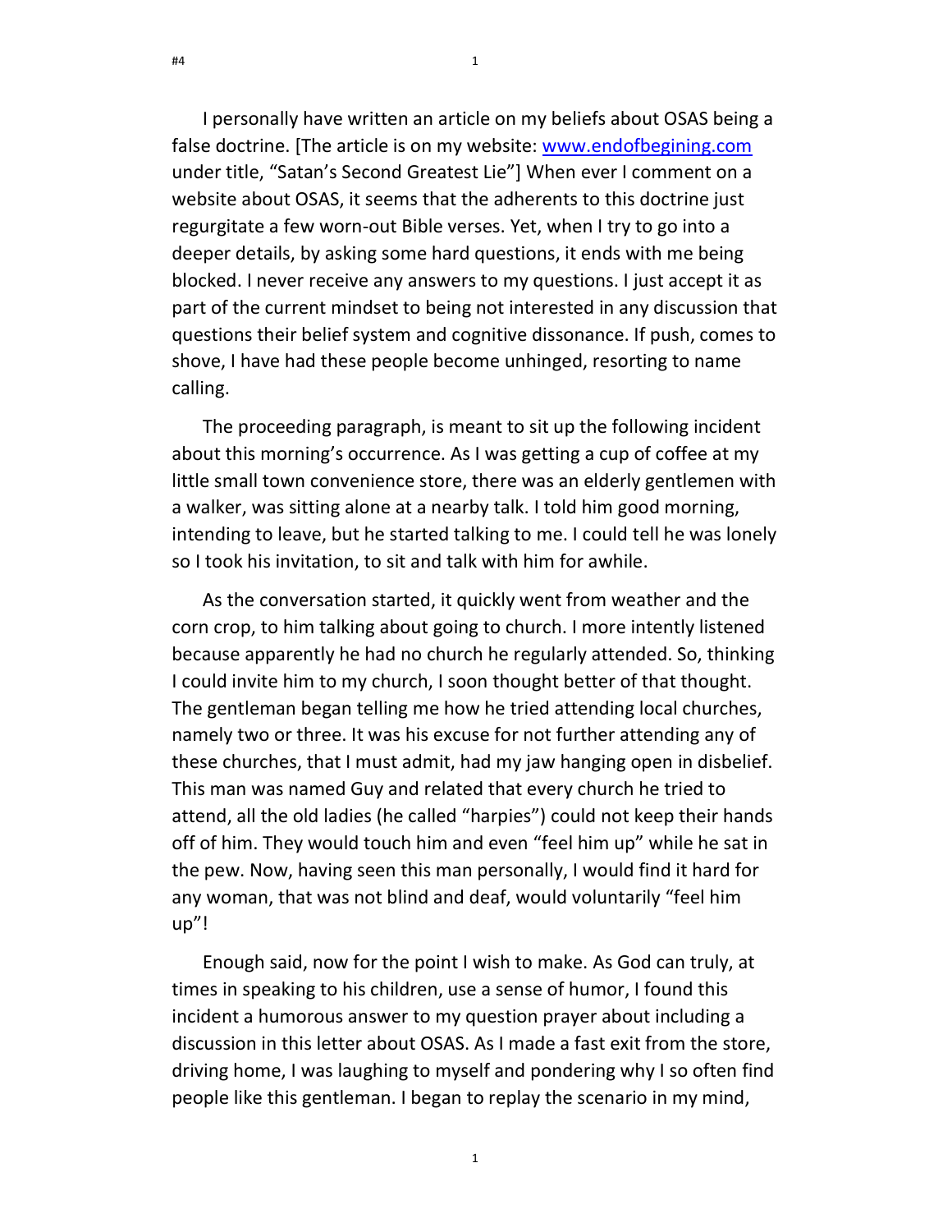I personally have written an article on my beliefs about OSAS being a false doctrine. [The article is on my website: www.endofbegining.com under title, "Satan's Second Greatest Lie"] When ever I comment on a website about OSAS, it seems that the adherents to this doctrine just regurgitate a few worn-out Bible verses. Yet, when I try to go into a deeper details, by asking some hard questions, it ends with me being blocked. I never receive any answers to my questions. I just accept it as part of the current mindset to being not interested in any discussion that questions their belief system and cognitive dissonance. If push, comes to shove, I have had these people become unhinged, resorting to name calling.

The proceeding paragraph, is meant to sit up the following incident about this morning's occurrence. As I was getting a cup of coffee at my little small town convenience store, there was an elderly gentlemen with a walker, was sitting alone at a nearby talk. I told him good morning, intending to leave, but he started talking to me. I could tell he was lonely so I took his invitation, to sit and talk with him for awhile.

As the conversation started, it quickly went from weather and the corn crop, to him talking about going to church. I more intently listened because apparently he had no church he regularly attended. So, thinking I could invite him to my church, I soon thought better of that thought. The gentleman began telling me how he tried attending local churches, namely two or three. It was his excuse for not further attending any of these churches, that I must admit, had my jaw hanging open in disbelief. This man was named Guy and related that every church he tried to attend, all the old ladies (he called "harpies") could not keep their hands off of him. They would touch him and even "feel him up" while he sat in the pew. Now, having seen this man personally, I would find it hard for any woman, that was not blind and deaf, would voluntarily "feel him up"!

Enough said, now for the point I wish to make. As God can truly, at times in speaking to his children, use a sense of humor, I found this incident a humorous answer to my question prayer about including a discussion in this letter about OSAS. As I made a fast exit from the store, driving home, I was laughing to myself and pondering why I so often find people like this gentleman. I began to replay the scenario in my mind,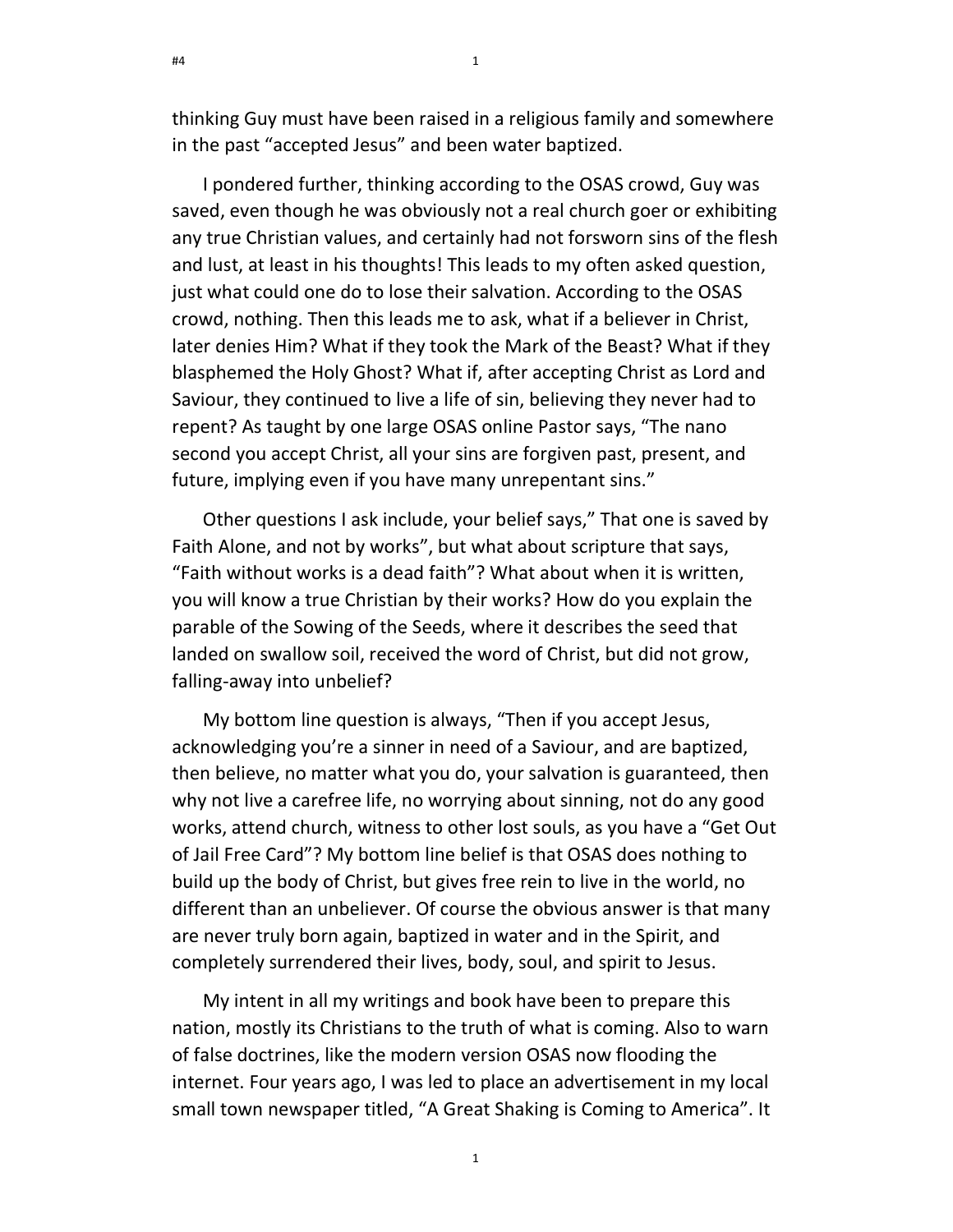thinking Guy must have been raised in a religious family and somewhere in the past "accepted Jesus" and been water baptized.

I pondered further, thinking according to the OSAS crowd, Guy was saved, even though he was obviously not a real church goer or exhibiting any true Christian values, and certainly had not forsworn sins of the flesh and lust, at least in his thoughts! This leads to my often asked question, just what could one do to lose their salvation. According to the OSAS crowd, nothing. Then this leads me to ask, what if a believer in Christ, later denies Him? What if they took the Mark of the Beast? What if they blasphemed the Holy Ghost? What if, after accepting Christ as Lord and Saviour, they continued to live a life of sin, believing they never had to repent? As taught by one large OSAS online Pastor says, "The nano second you accept Christ, all your sins are forgiven past, present, and future, implying even if you have many unrepentant sins."

Other questions I ask include, your belief says," That one is saved by Faith Alone, and not by works", but what about scripture that says, "Faith without works is a dead faith"? What about when it is written, you will know a true Christian by their works? How do you explain the parable of the Sowing of the Seeds, where it describes the seed that landed on swallow soil, received the word of Christ, but did not grow, falling-away into unbelief?

My bottom line question is always, "Then if you accept Jesus, acknowledging you're a sinner in need of a Saviour, and are baptized, then believe, no matter what you do, your salvation is guaranteed, then why not live a carefree life, no worrying about sinning, not do any good works, attend church, witness to other lost souls, as you have a "Get Out of Jail Free Card"? My bottom line belief is that OSAS does nothing to build up the body of Christ, but gives free rein to live in the world, no different than an unbeliever. Of course the obvious answer is that many are never truly born again, baptized in water and in the Spirit, and completely surrendered their lives, body, soul, and spirit to Jesus.

My intent in all my writings and book have been to prepare this nation, mostly its Christians to the truth of what is coming. Also to warn of false doctrines, like the modern version OSAS now flooding the internet. Four years ago, I was led to place an advertisement in my local small town newspaper titled, "A Great Shaking is Coming to America". It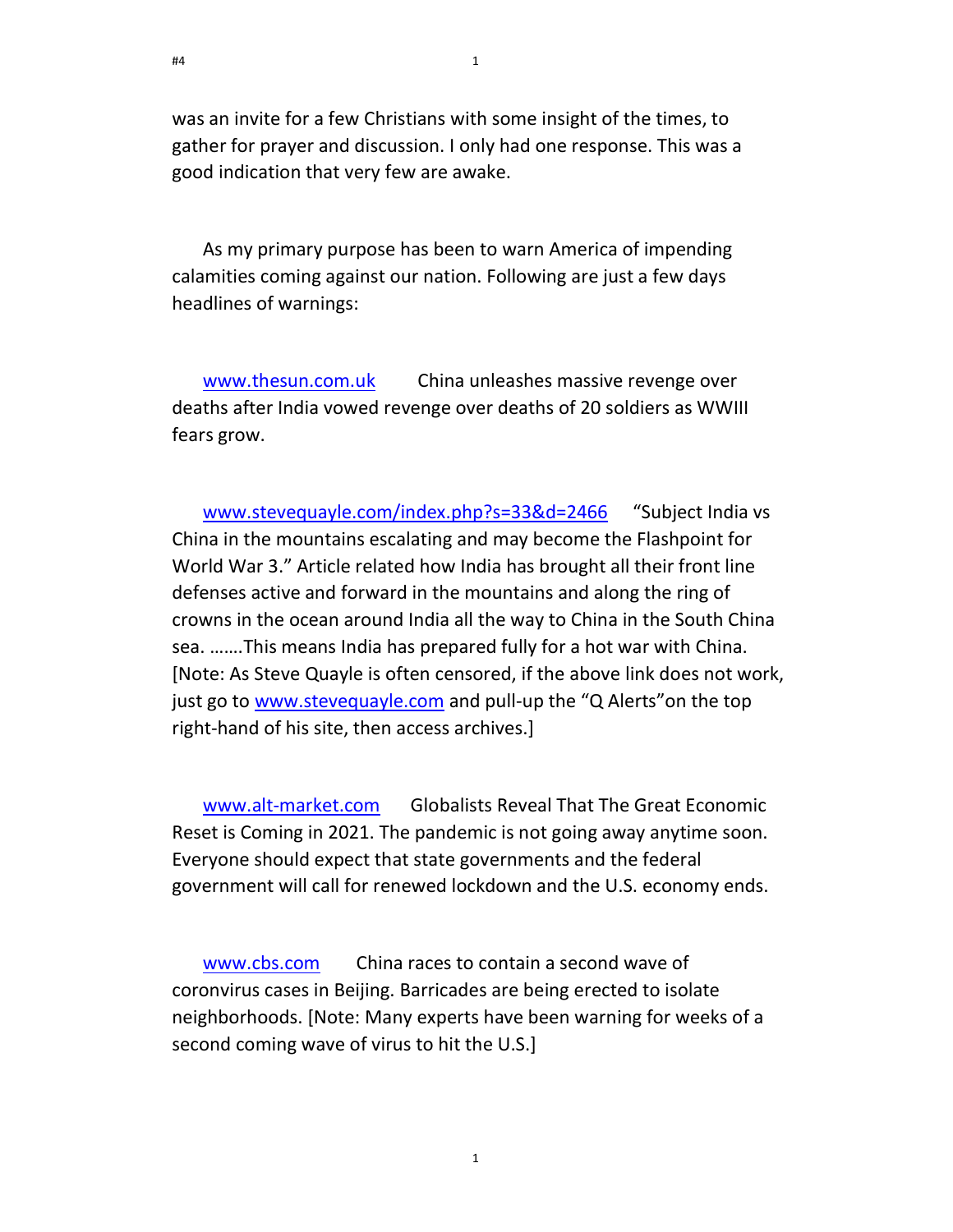was an invite for a few Christians with some insight of the times, to gather for prayer and discussion. I only had one response. This was a good indication that very few are awake.

As my primary purpose has been to warn America of impending calamities coming against our nation. Following are just a few days headlines of warnings:

www.thesun.com.uk China unleashes massive revenge over deaths after India vowed revenge over deaths of 20 soldiers as WWIII fears grow.

www.stevequayle.com/index.php?s=33&d=2466 "Subject India vs China in the mountains escalating and may become the Flashpoint for World War 3." Article related how India has brought all their front line defenses active and forward in the mountains and along the ring of crowns in the ocean around India all the way to China in the South China sea. …….This means India has prepared fully for a hot war with China. [Note: As Steve Quayle is often censored, if the above link does not work, just go to www.stevequayle.com and pull-up the "Q Alerts"on the top right-hand of his site, then access archives.]

www.alt-market.com Globalists Reveal That The Great Economic Reset is Coming in 2021. The pandemic is not going away anytime soon. Everyone should expect that state governments and the federal government will call for renewed lockdown and the U.S. economy ends.

www.cbs.com China races to contain a second wave of coronvirus cases in Beijing. Barricades are being erected to isolate neighborhoods. [Note: Many experts have been warning for weeks of a second coming wave of virus to hit the U.S.]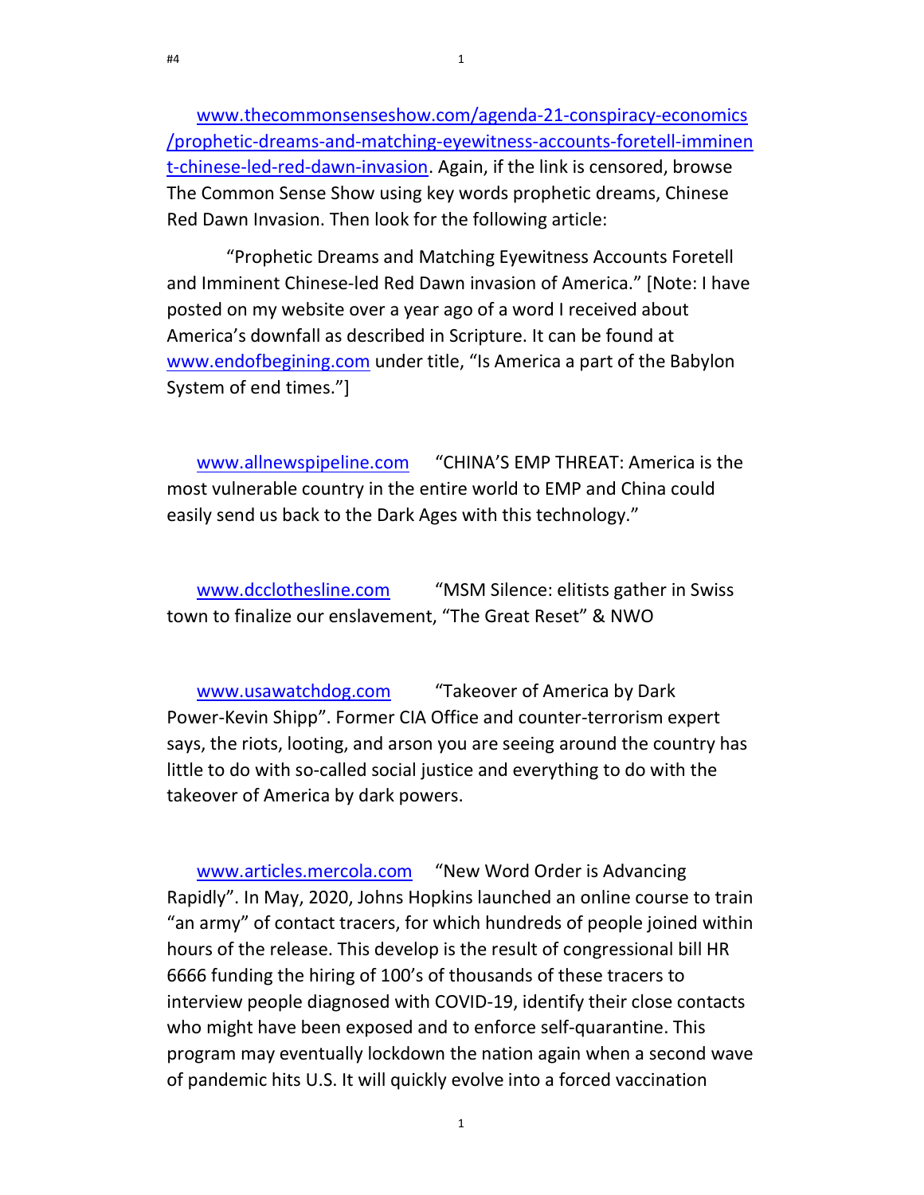[www.thecommonsenseshow.com/agenda-21-conspiracy-economics/prophetic-dreams-and-matching-eyewitness-accounts-foretell-imminent-chinese-led-red-dawn-invasion](www.thecommonsenseshow.com/agenda-21-conspiracy-economics/prophetic-dreams-and-matching-eyewitness-accounts-foretell-imminent-chinese-led-red-dawn-invasion). Again, if the link is censored, browse The Common Sense Show using key words prophetic dreams, Chinese Red Dawn Invasion. Then look for the following article:

"Prophetic Dreams and Matching Eyewitness Accounts Foretell and Imminent Chinese-led Red Dawn invasion of America." [Note: I have posted on my website over a year ago of a word I received about America's downfall as described in Scripture. It can be found at [www.endofbegining.com](www.endofbegining.com) under title, "Is America a part of the Babylon System of end times."]

[www.allnewspipeline.com](www.allnewspipeline.com) "CHINA'S EMP THREAT: America is the most vulnerable country in the entire world to EMP and China could easily send us back to the Dark Ages with this technology."

[www.dcclothesline.com](www.dcclothesline.com) "MSM Silence: elitists gather in Swiss town to finalize our enslavement, "The Great Reset" & NWO

[www.usawatchdog.com](www.usawatchdog.com) "Takeover of America by Dark Power-Kevin Shipp". Former CIA Office and counter-terrorism expert says, the riots, looting, and arson you are seeing around the country has little to do with so-called social justice and everything to do with the takeover of America by dark powers.

[www.articles.mercola.com](www.articles.mercola.com) "New Word Order is Advancing Rapidly". In May, 2020, Johns Hopkins launched an online course to train "an army" of contact tracers, for which hundreds of people joined within hours of the release. This develop is the result of congressional bill HR 6666 funding the hiring of 100's of thousands of these tracers to interview people diagnosed with COVID-19, identify their close contacts who might have been exposed and to enforce self-quarantine. This program may eventually lockdown the nation again when a second wave of pandemic hits U.S. It will quickly evolve into a forced vaccination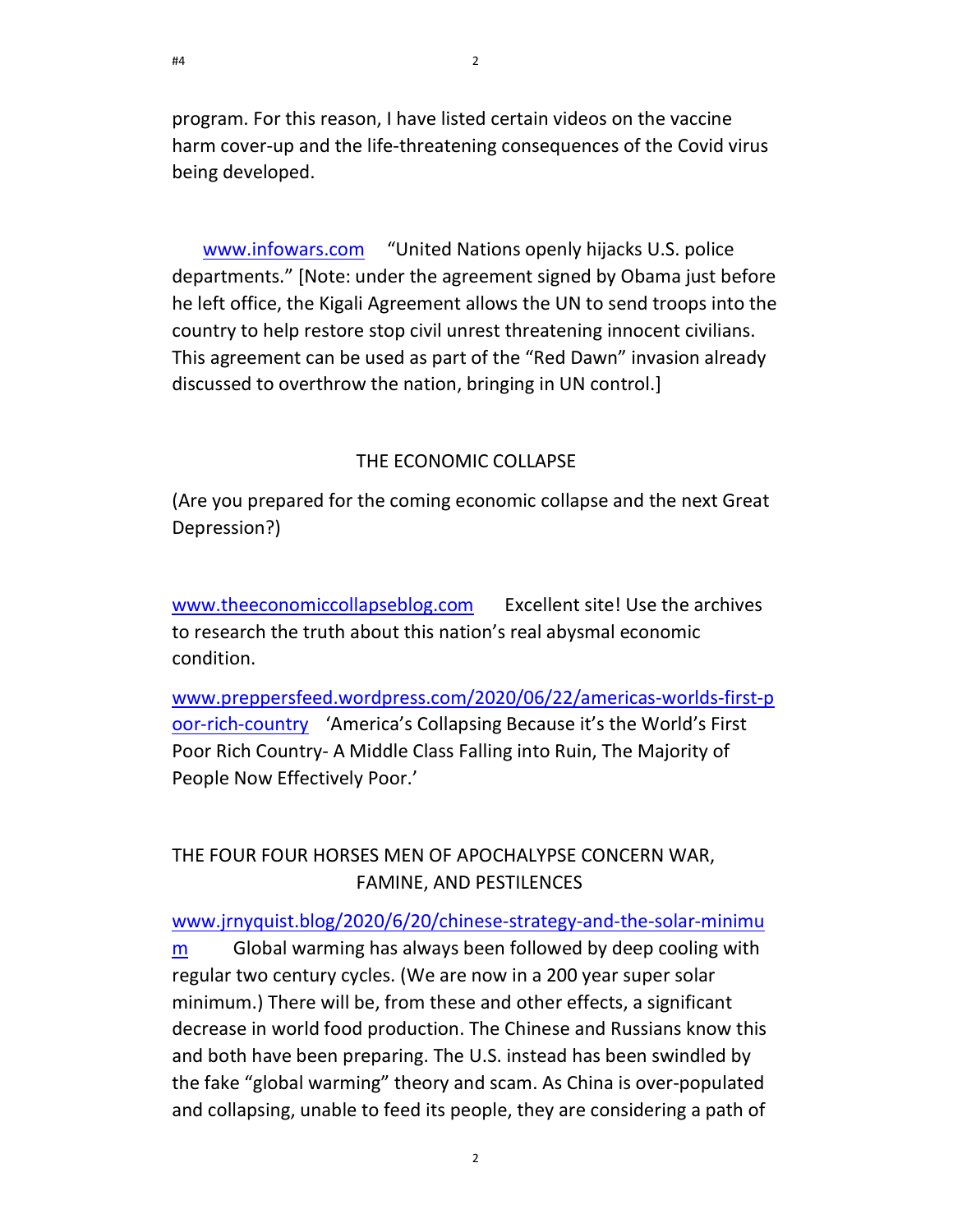program. For this reason, I have listed certain videos on the vaccine harm cover-up and the life-threatening consequences of the Covid virus being developed.

[www.infowars.com](http://www.infowars.com) "United Nations openly hijacks U.S. police departments." [Note: under the agreement signed by Obama just before he left office, the Kigali Agreement allows the UN to send troops into the country to help restore stop civil unrest threatening innocent civilians. This agreement can be used as part of the "Red Dawn" invasion already discussed to overthrow the nation, bringing in UN control.]

## THE ECONOMIC COLLAPSE

(Are you prepared for the coming economic collapse and the next Great Depression?)

[www.theeconomiccollapseblog.com](http://www.theeconomiccollapseblog.com) Excellent site! Use the archives to research the truth about this nation's real abysmal economic condition.

[www.preppersfeed.wordpress.com/2020/06/22/americas-worlds-first-poor-rich-country](http://www.preppersfeed.wordpress.com/2020/06/22/americas-worlds-first-poor-rich-country) 'America's Collapsing Because it's the World's First Poor Rich Country- A Middle Class Falling into Ruin, The Majority of People Now Effectively Poor.'

## THE FOUR FOUR HORSES MEN OF APOCHALYPSE CONCERN WAR, FAMINE, AND PESTILENCES

[www.jrnyquist.blog/2020/6/20/chinese-strategy-and-the-solar-minimum](http://www.jrnyquist.blog/2020/6/20/chinese-strategy-and-the-solar-minimum) Global warming has always been followed by deep cooling with regular two century cycles. (We are now in a 200 year super solar minimum.) There will be, from these and other effects, a significant decrease in world food production. The Chinese and Russians know this and both have been preparing. The U.S. instead has been swindled by the fake "global warming" theory and scam. As China is over-populated and collapsing, unable to feed its people, they are considering a path of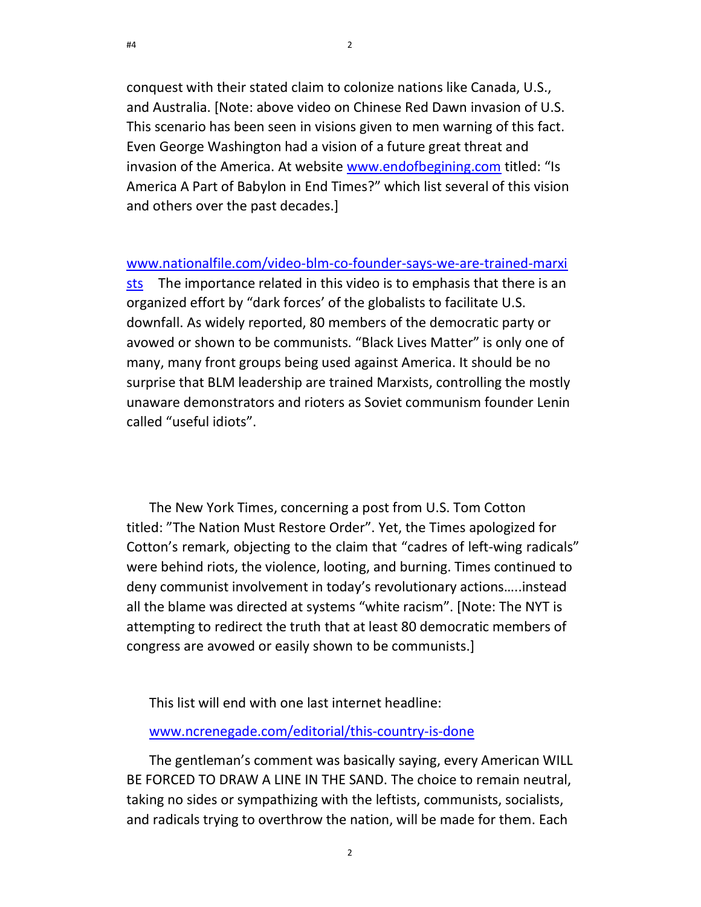conquest with their stated claim to colonize nations like Canada, U.S., and Australia. [Note: above video on Chinese Red Dawn invasion of U.S. This scenario has been seen in visions given to men warning of this fact. Even George Washington had a vision of a future great threat and invasion of the America. At website www.endofbegining.com titled: "Is America A Part of Babylon in End Times?" which list several of this vision and others over the past decades.]

www.nationalfile.com/video-blm-co-founder-says-we-are-trained-marxists The importance related in this video is to emphasis that there is an organized effort by "dark forces' of the globalists to facilitate U.S. downfall. As widely reported, 80 members of the democratic party or avowed or shown to be communists. "Black Lives Matter" is only one of many, many front groups being used against America. It should be no surprise that BLM leadership are trained Marxists, controlling the mostly unaware demonstrators and rioters as Soviet communism founder Lenin called "useful idiots".

The New York Times, concerning a post from U.S. Tom Cotton titled: "The Nation Must Restore Order". Yet, the Times apologized for Cotton's remark, objecting to the claim that "cadres of left-wing radicals" were behind riots, the violence, looting, and burning. Times continued to deny communist involvement in today's revolutionary actions…..instead all the blame was directed at systems "white racism". [Note: The NYT is attempting to redirect the truth that at least 80 democratic members of congress are avowed or easily shown to be communists.]

This list will end with one last internet headline:

www.ncrenegade.com/editorial/this-country-is-done

The gentleman's comment was basically saying, every American WILL BE FORCED TO DRAW A LINE IN THE SAND. The choice to remain neutral, taking no sides or sympathizing with the leftists, communists, socialists, and radicals trying to overthrow the nation, will be made for them. Each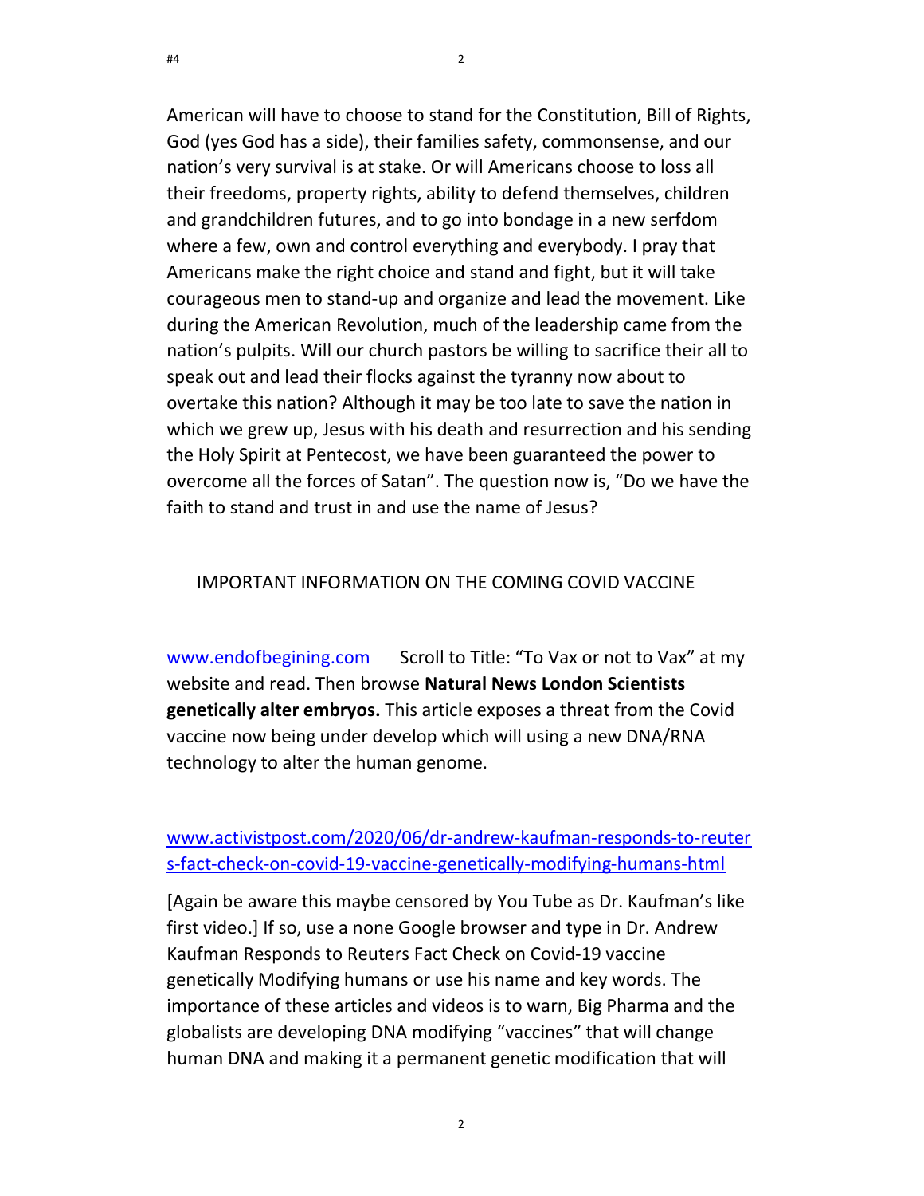American will have to choose to stand for the Constitution, Bill of Rights, God (yes God has a side), their families safety, commonsense, and our nation's very survival is at stake. Or will Americans choose to loss all their freedoms, property rights, ability to defend themselves, children and grandchildren futures, and to go into bondage in a new serfdom where a few, own and control everything and everybody. I pray that Americans make the right choice and stand and fight, but it will take courageous men to stand-up and organize and lead the movement. Like during the American Revolution, much of the leadership came from the nation's pulpits. Will our church pastors be willing to sacrifice their all to speak out and lead their flocks against the tyranny now about to overtake this nation? Although it may be too late to save the nation in which we grew up, Jesus with his death and resurrection and his sending the Holy Spirit at Pentecost, we have been guaranteed the power to overcome all the forces of Satan". The question now is, "Do we have the faith to stand and trust in and use the name of Jesus?

IMPORTANT INFORMATION ON THE COMING COVID VACCINE

www.endofbegining.com Scroll to Title: "To Vax or not to Vax" at my website and read. Then browse **Natural News London Scientists genetically alter embryos.** This article exposes a threat from the Covid vaccine now being under develop which will using a new DNA/RNA technology to alter the human genome.

www.activistpost.com/2020/06/dr-andrew-kaufman-responds-to-reuters-fact-check-on-covid-19-vaccine-genetically-modifying-humans-html

[Again be aware this maybe censored by You Tube as Dr. Kaufman's like first video.] If so, use a none Google browser and type in Dr. Andrew Kaufman Responds to Reuters Fact Check on Covid-19 vaccine genetically Modifying humans or use his name and key words. The importance of these articles and videos is to warn, Big Pharma and the globalists are developing DNA modifying "vaccines" that will change human DNA and making it a permanent genetic modification that will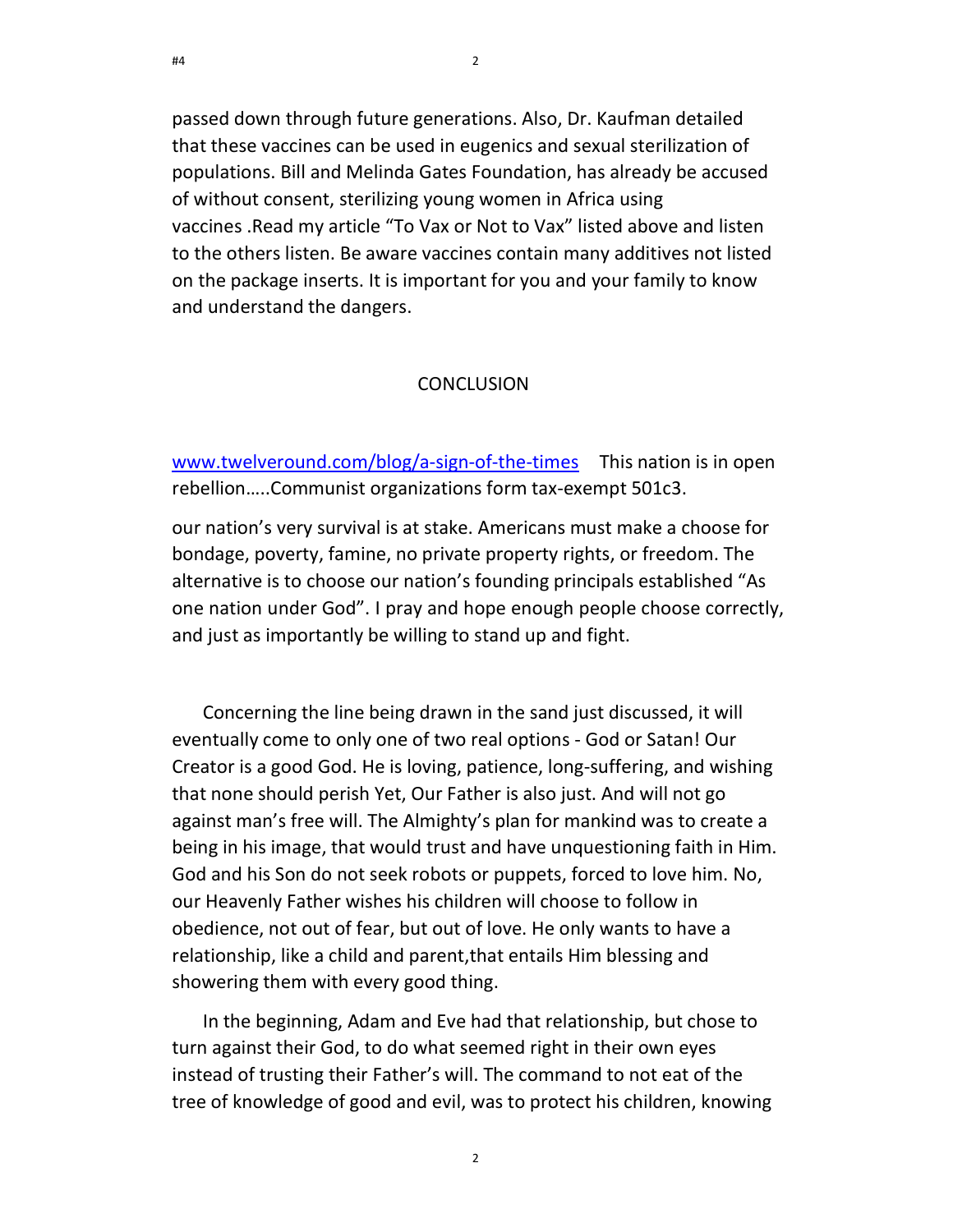passed down through future generations. Also, Dr. Kaufman detailed that these vaccines can be used in eugenics and sexual sterilization of populations. Bill and Melinda Gates Foundation, has already be accused of without consent, sterilizing young women in Africa using vaccines .Read my article "To Vax or Not to Vax" listed above and listen to the others listen. Be aware vaccines contain many additives not listed on the package inserts. It is important for you and your family to know and understand the dangers.

## CONCLUSION

www.twelveround.com/blog/a-sign-of-the-times This nation is in open rebellion…..Communist organizations form tax-exempt 501c3.

our nation's very survival is at stake. Americans must make a choose for bondage, poverty, famine, no private property rights, or freedom. The alternative is to choose our nation's founding principals established "As one nation under God". I pray and hope enough people choose correctly, and just as importantly be willing to stand up and fight.

Concerning the line being drawn in the sand just discussed, it will eventually come to only one of two real options - God or Satan! Our Creator is a good God. He is loving, patience, long-suffering, and wishing that none should perish Yet, Our Father is also just. And will not go against man's free will. The Almighty's plan for mankind was to create a being in his image, that would trust and have unquestioning faith in Him. God and his Son do not seek robots or puppets, forced to love him. No, our Heavenly Father wishes his children will choose to follow in obedience, not out of fear, but out of love. He only wants to have a relationship, like a child and parent,that entails Him blessing and showering them with every good thing.

In the beginning, Adam and Eve had that relationship, but chose to turn against their God, to do what seemed right in their own eyes instead of trusting their Father's will. The command to not eat of the tree of knowledge of good and evil, was to protect his children, knowing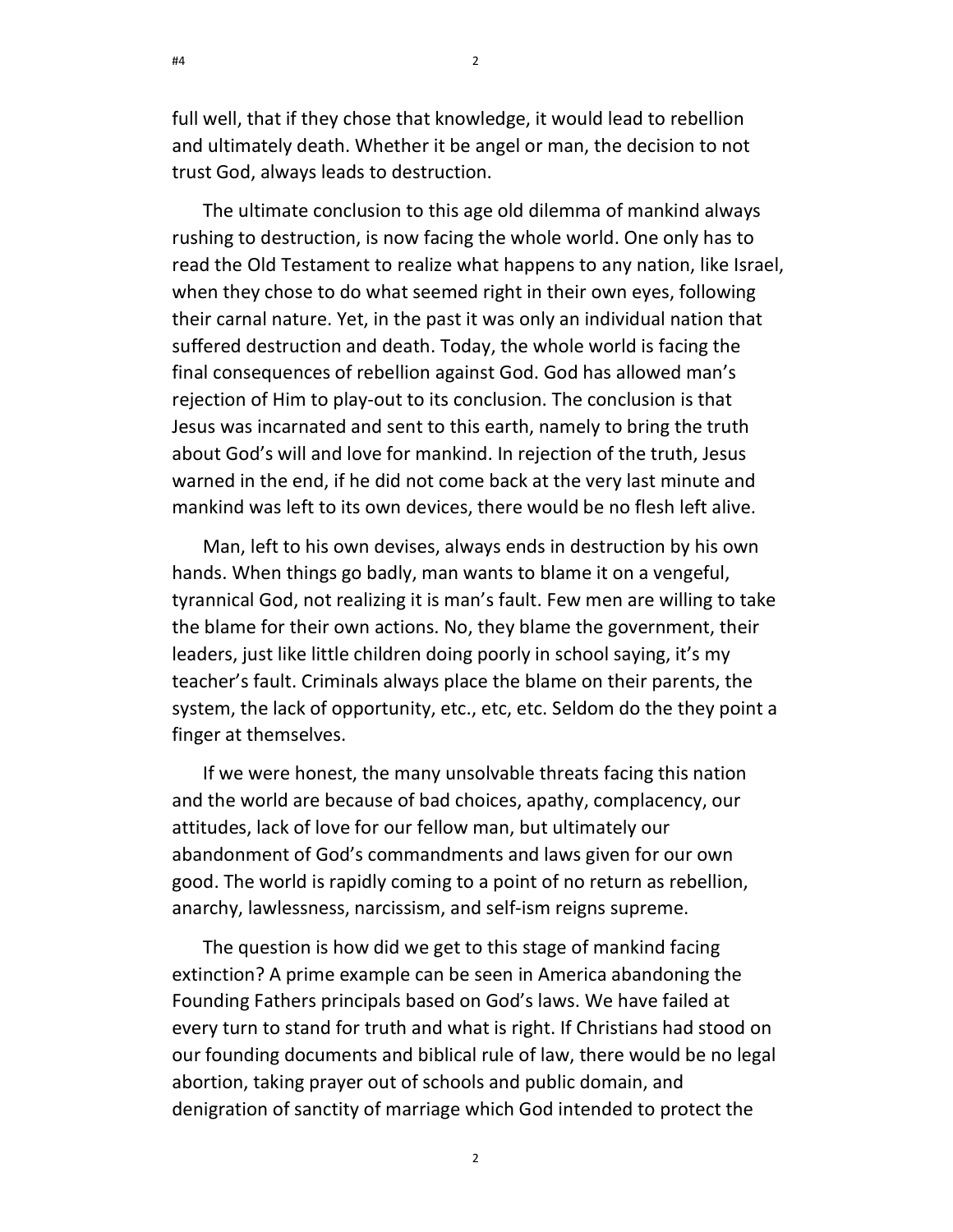full well, that if they chose that knowledge, it would lead to rebellion and ultimately death. Whether it be angel or man, the decision to not trust God, always leads to destruction.

The ultimate conclusion to this age old dilemma of mankind always rushing to destruction, is now facing the whole world. One only has to read the Old Testament to realize what happens to any nation, like Israel, when they chose to do what seemed right in their own eyes, following their carnal nature. Yet, in the past it was only an individual nation that suffered destruction and death. Today, the whole world is facing the final consequences of rebellion against God. God has allowed man's rejection of Him to play-out to its conclusion. The conclusion is that Jesus was incarnated and sent to this earth, namely to bring the truth about God's will and love for mankind. In rejection of the truth, Jesus warned in the end, if he did not come back at the very last minute and mankind was left to its own devices, there would be no flesh left alive.

Man, left to his own devises, always ends in destruction by his own hands. When things go badly, man wants to blame it on a vengeful, tyrannical God, not realizing it is man's fault. Few men are willing to take the blame for their own actions. No, they blame the government, their leaders, just like little children doing poorly in school saying, it's my teacher's fault. Criminals always place the blame on their parents, the system, the lack of opportunity, etc., etc, etc. Seldom do the they point a finger at themselves.

If we were honest, the many unsolvable threats facing this nation and the world are because of bad choices, apathy, complacency, our attitudes, lack of love for our fellow man, but ultimately our abandonment of God's commandments and laws given for our own good. The world is rapidly coming to a point of no return as rebellion, anarchy, lawlessness, narcissism, and self-ism reigns supreme.

The question is how did we get to this stage of mankind facing extinction? A prime example can be seen in America abandoning the Founding Fathers principals based on God's laws. We have failed at every turn to stand for truth and what is right. If Christians had stood on our founding documents and biblical rule of law, there would be no legal abortion, taking prayer out of schools and public domain, and denigration of sanctity of marriage which God intended to protect the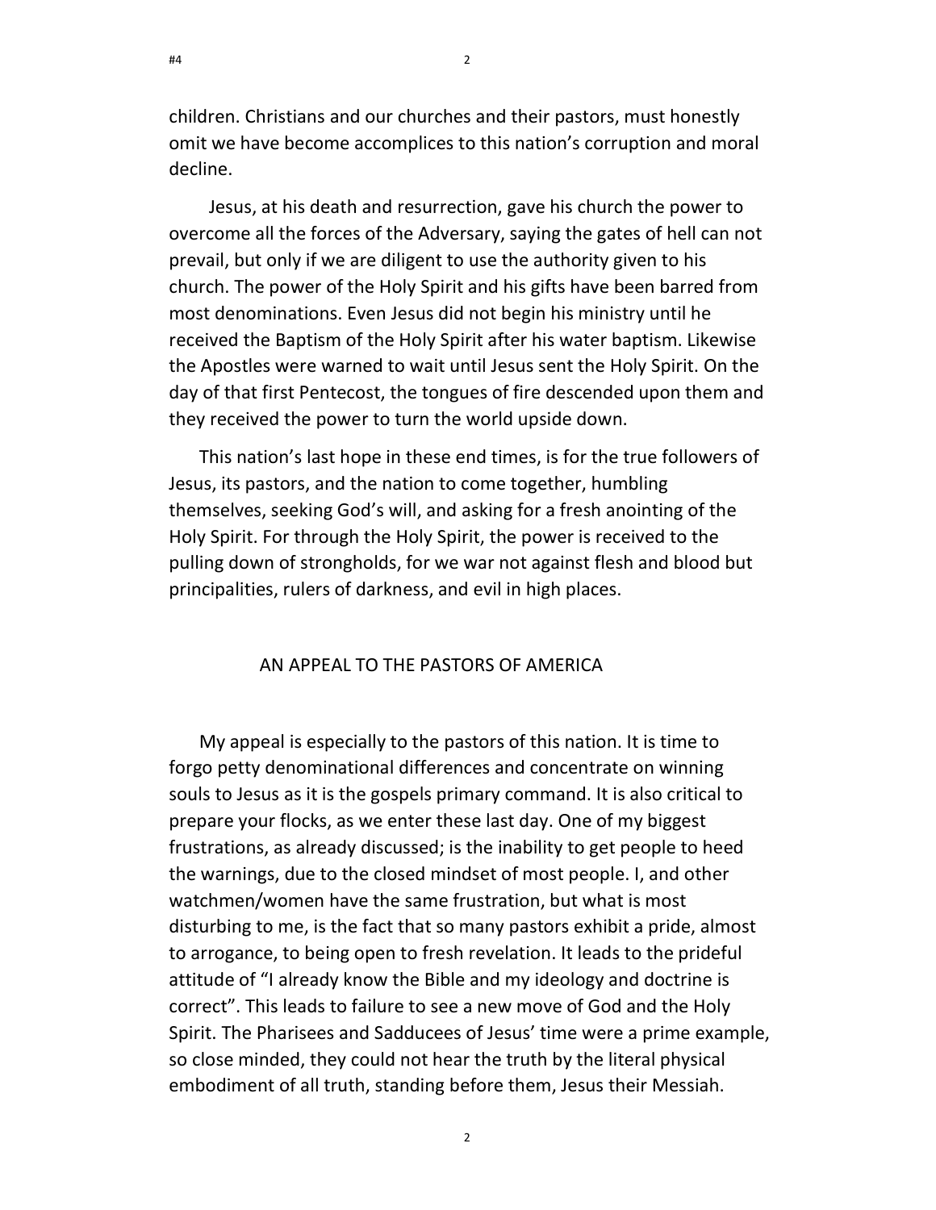children. Christians and our churches and their pastors, must honestly omit we have become accomplices to this nation's corruption and moral decline.

Jesus, at his death and resurrection, gave his church the power to overcome all the forces of the Adversary, saying the gates of hell can not prevail, but only if we are diligent to use the authority given to his church. The power of the Holy Spirit and his gifts have been barred from most denominations. Even Jesus did not begin his ministry until he received the Baptism of the Holy Spirit after his water baptism. Likewise the Apostles were warned to wait until Jesus sent the Holy Spirit. On the day of that first Pentecost, the tongues of fire descended upon them and they received the power to turn the world upside down.

This nation's last hope in these end times, is for the true followers of Jesus, its pastors, and the nation to come together, humbling themselves, seeking God's will, and asking for a fresh anointing of the Holy Spirit. For through the Holy Spirit, the power is received to the pulling down of strongholds, for we war not against flesh and blood but principalities, rulers of darkness, and evil in high places.

## AN APPEAL TO THE PASTORS OF AMERICA

My appeal is especially to the pastors of this nation. It is time to forgo petty denominational differences and concentrate on winning souls to Jesus as it is the gospels primary command. It is also critical to prepare your flocks, as we enter these last day. One of my biggest frustrations, as already discussed; is the inability to get people to heed the warnings, due to the closed mindset of most people. I, and other watchmen/women have the same frustration, but what is most disturbing to me, is the fact that so many pastors exhibit a pride, almost to arrogance, to being open to fresh revelation. It leads to the prideful attitude of "I already know the Bible and my ideology and doctrine is correct". This leads to failure to see a new move of God and the Holy Spirit. The Pharisees and Sadducees of Jesus' time were a prime example, so close minded, they could not hear the truth by the literal physical embodiment of all truth, standing before them, Jesus their Messiah.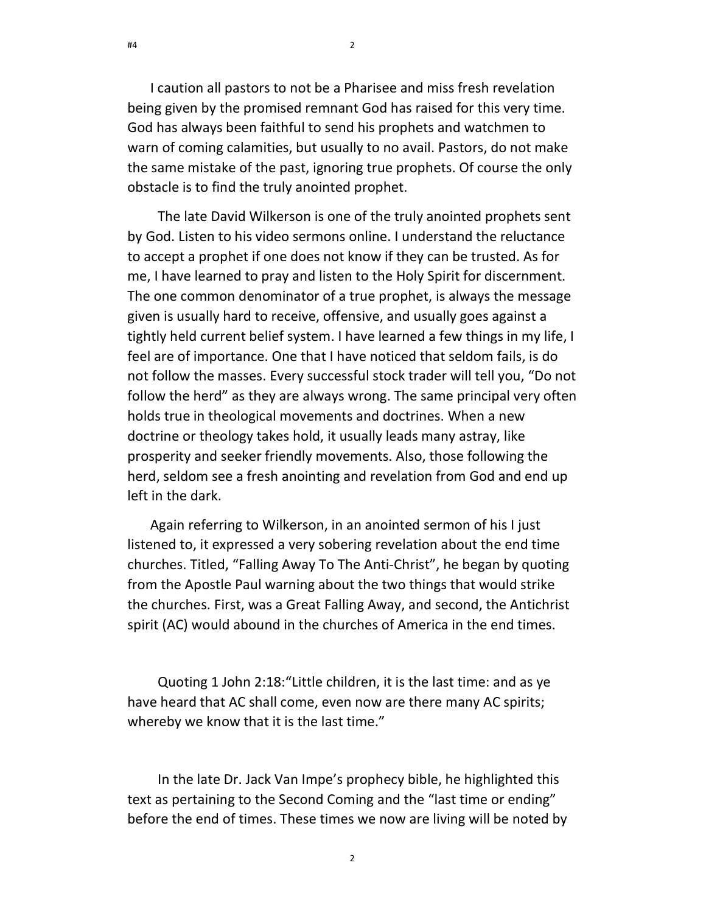I caution all pastors to not be a Pharisee and miss fresh revelation being given by the promised remnant God has raised for this very time. God has always been faithful to send his prophets and watchmen to warn of coming calamities, but usually to no avail. Pastors, do not make the same mistake of the past, ignoring true prophets. Of course the only obstacle is to find the truly anointed prophet.

The late David Wilkerson is one of the truly anointed prophets sent by God. Listen to his video sermons online. I understand the reluctance to accept a prophet if one does not know if they can be trusted. As for me, I have learned to pray and listen to the Holy Spirit for discernment. The one common denominator of a true prophet, is always the message given is usually hard to receive, offensive, and usually goes against a tightly held current belief system. I have learned a few things in my life, I feel are of importance. One that I have noticed that seldom fails, is do not follow the masses. Every successful stock trader will tell you, "Do not follow the herd" as they are always wrong. The same principal very often holds true in theological movements and doctrines. When a new doctrine or theology takes hold, it usually leads many astray, like prosperity and seeker friendly movements. Also, those following the herd, seldom see a fresh anointing and revelation from God and end up left in the dark.

Again referring to Wilkerson, in an anointed sermon of his I just listened to, it expressed a very sobering revelation about the end time churches. Titled, "Falling Away To The Anti-Christ", he began by quoting from the Apostle Paul warning about the two things that would strike the churches. First, was a Great Falling Away, and second, the Antichrist spirit (AC) would abound in the churches of America in the end times.

Quoting 1 John 2:18:"Little children, it is the last time: and as ye have heard that AC shall come, even now are there many AC spirits; whereby we know that it is the last time."

In the late Dr. Jack Van Impe's prophecy bible, he highlighted this text as pertaining to the Second Coming and the "last time or ending" before the end of times. These times we now are living will be noted by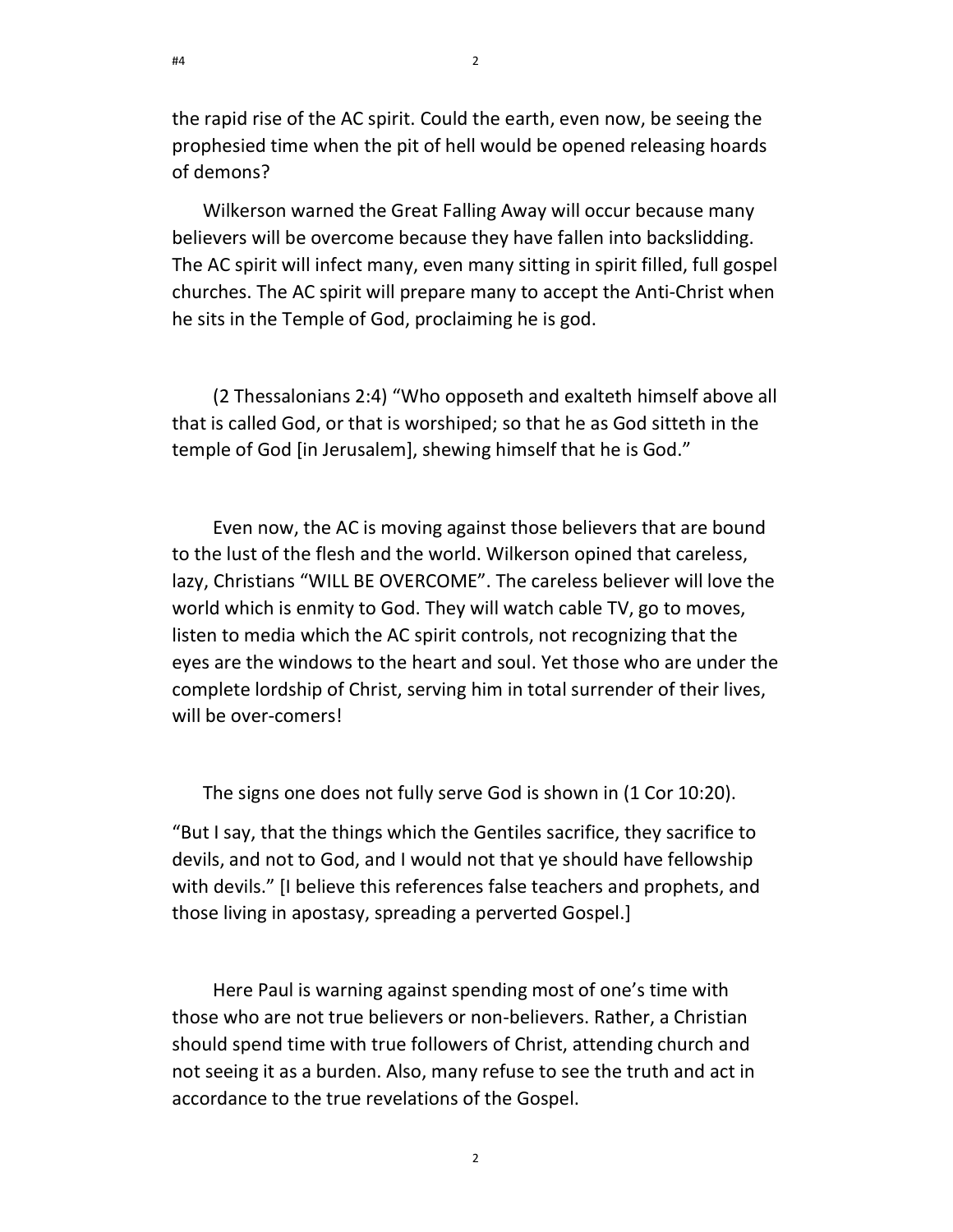the rapid rise of the AC spirit. Could the earth, even now, be seeing the prophesied time when the pit of hell would be opened releasing hoards of demons?

Wilkerson warned the Great Falling Away will occur because many believers will be overcome because they have fallen into backslidding. The AC spirit will infect many, even many sitting in spirit filled, full gospel churches. The AC spirit will prepare many to accept the Anti-Christ when he sits in the Temple of God, proclaiming he is god.

(2 Thessalonians 2:4) "Who opposeth and exalteth himself above all that is called God, or that is worshiped; so that he as God sitteth in the temple of God [in Jerusalem], shewing himself that he is God."

Even now, the AC is moving against those believers that are bound to the lust of the flesh and the world. Wilkerson opined that careless, lazy, Christians "WILL BE OVERCOME". The careless believer will love the world which is enmity to God. They will watch cable TV, go to moves, listen to media which the AC spirit controls, not recognizing that the eyes are the windows to the heart and soul. Yet those who are under the complete lordship of Christ, serving him in total surrender of their lives, will be over-comers!

The signs one does not fully serve God is shown in (1 Cor 10:20).

"But I say, that the things which the Gentiles sacrifice, they sacrifice to devils, and not to God, and I would not that ye should have fellowship with devils." [I believe this references false teachers and prophets, and those living in apostasy, spreading a perverted Gospel.]

Here Paul is warning against spending most of one's time with those who are not true believers or non-believers. Rather, a Christian should spend time with true followers of Christ, attending church and not seeing it as a burden. Also, many refuse to see the truth and act in accordance to the true revelations of the Gospel.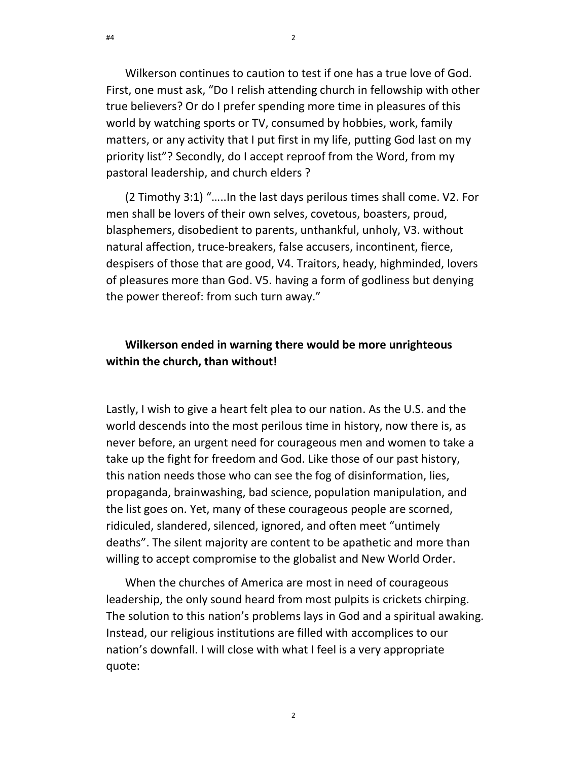Wilkerson continues to caution to test if one has a true love of God. First, one must ask, "Do I relish attending church in fellowship with other true believers? Or do I prefer spending more time in pleasures of this world by watching sports or TV, consumed by hobbies, work, family matters, or any activity that I put first in my life, putting God last on my priority list"? Secondly, do I accept reproof from the Word, from my pastoral leadership, and church elders ?

(2 Timothy 3:1) "…..In the last days perilous times shall come. V2. For men shall be lovers of their own selves, covetous, boasters, proud, blasphemers, disobedient to parents, unthankful, unholy, V3. without natural affection, truce-breakers, false accusers, incontinent, fierce, despisers of those that are good, V4. Traitors, heady, highminded, lovers of pleasures more than God. V5. having a form of godliness but denying the power thereof: from such turn away."

**Wilkerson ended in warning there would be more unrighteous within the church, than without!**

Lastly, I wish to give a heart felt plea to our nation. As the U.S. and the world descends into the most perilous time in history, now there is, as never before, an urgent need for courageous men and women to take a take up the fight for freedom and God. Like those of our past history, this nation needs those who can see the fog of disinformation, lies, propaganda, brainwashing, bad science, population manipulation, and the list goes on. Yet, many of these courageous people are scorned, ridiculed, slandered, silenced, ignored, and often meet "untimely deaths". The silent majority are content to be apathetic and more than willing to accept compromise to the globalist and New World Order.

When the churches of America are most in need of courageous leadership, the only sound heard from most pulpits is crickets chirping. The solution to this nation's problems lays in God and a spiritual awaking. Instead, our religious institutions are filled with accomplices to our nation's downfall. I will close with what I feel is a very appropriate quote: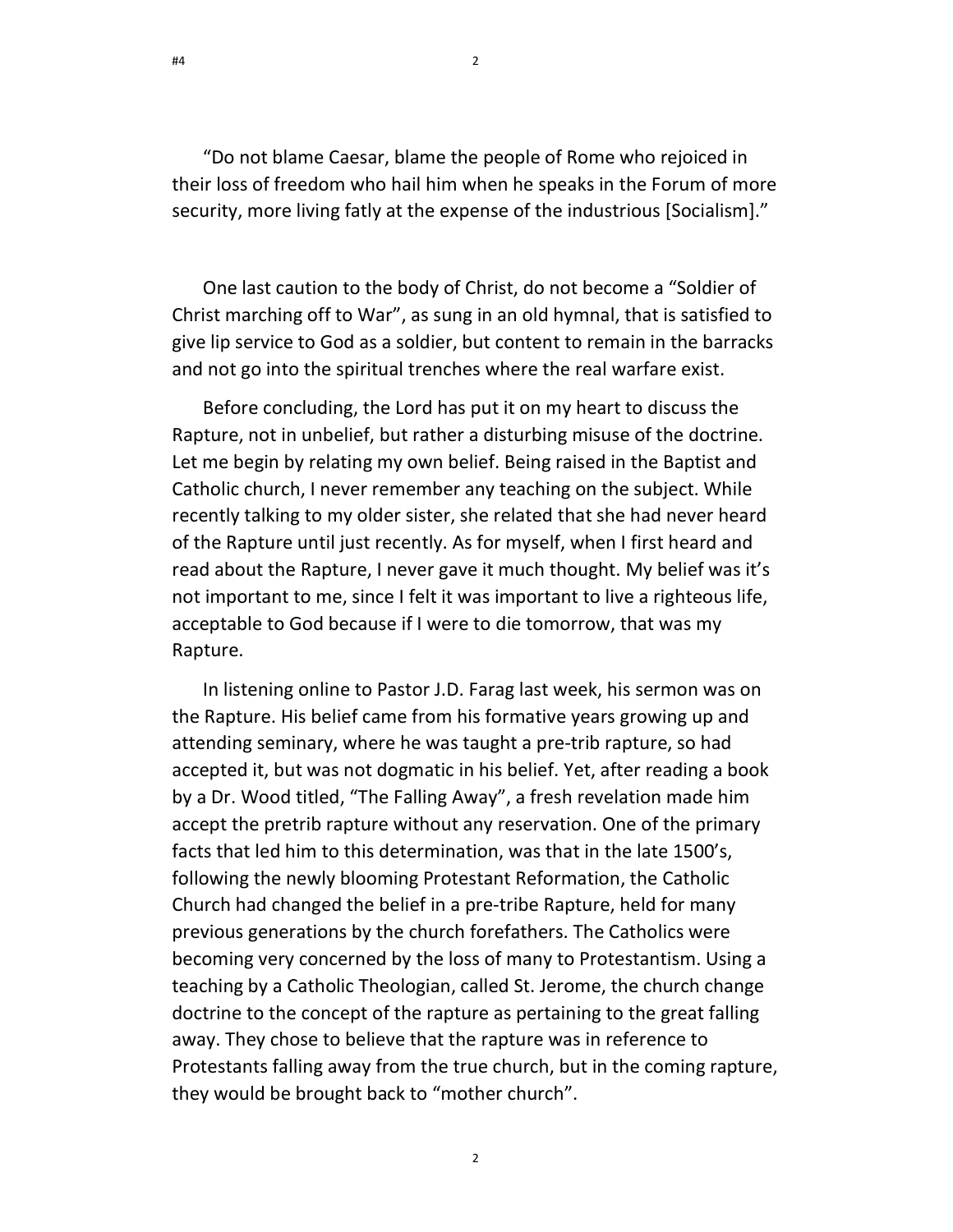"Do not blame Caesar, blame the people of Rome who rejoiced in their loss of freedom who hail him when he speaks in the Forum of more security, more living fatly at the expense of the industrious [Socialism]."

One last caution to the body of Christ, do not become a "Soldier of Christ marching off to War", as sung in an old hymnal, that is satisfied to give lip service to God as a soldier, but content to remain in the barracks and not go into the spiritual trenches where the real warfare exist.

Before concluding, the Lord has put it on my heart to discuss the Rapture, not in unbelief, but rather a disturbing misuse of the doctrine. Let me begin by relating my own belief. Being raised in the Baptist and Catholic church, I never remember any teaching on the subject. While recently talking to my older sister, she related that she had never heard of the Rapture until just recently. As for myself, when I first heard and read about the Rapture, I never gave it much thought. My belief was it's not important to me, since I felt it was important to live a righteous life, acceptable to God because if I were to die tomorrow, that was my Rapture.

In listening online to Pastor J.D. Farag last week, his sermon was on the Rapture. His belief came from his formative years growing up and attending seminary, where he was taught a pre-trib rapture, so had accepted it, but was not dogmatic in his belief. Yet, after reading a book by a Dr. Wood titled, "The Falling Away", a fresh revelation made him accept the pretrib rapture without any reservation. One of the primary facts that led him to this determination, was that in the late 1500's, following the newly blooming Protestant Reformation, the Catholic Church had changed the belief in a pre-tribe Rapture, held for many previous generations by the church forefathers. The Catholics were becoming very concerned by the loss of many to Protestantism. Using a teaching by a Catholic Theologian, called St. Jerome, the church change doctrine to the concept of the rapture as pertaining to the great falling away. They chose to believe that the rapture was in reference to Protestants falling away from the true church, but in the coming rapture, they would be brought back to "mother church".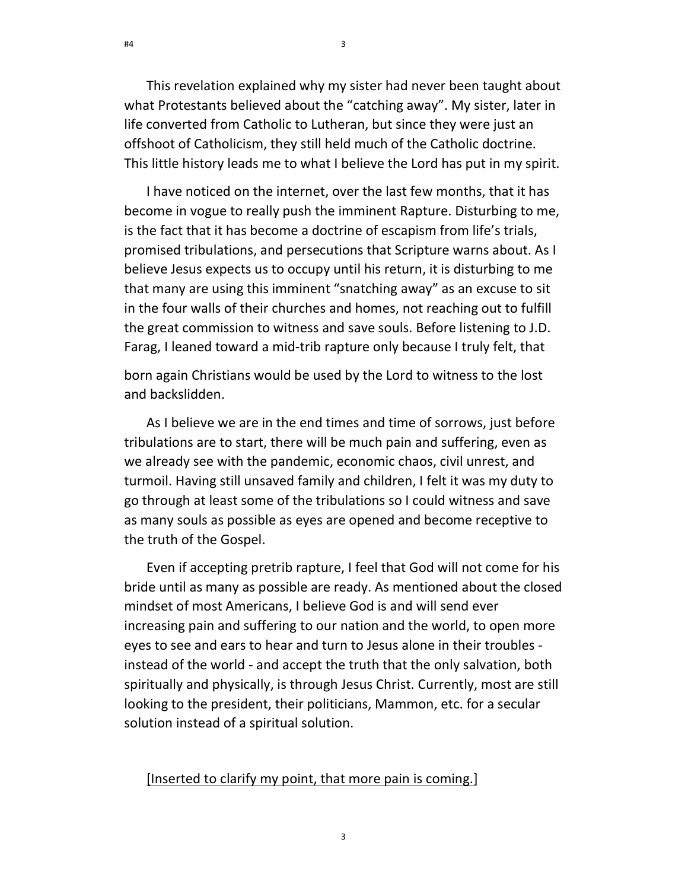This revelation explained why my sister had never been taught about what Protestants believed about the "catching away". My sister, later in life converted from Catholic to Lutheran, but since they were just an offshoot of Catholicism, they still held much of the Catholic doctrine. This little history leads me to what I believe the Lord has put in my spirit.

I have noticed on the internet, over the last few months, that it has become in vogue to really push the imminent Rapture. Disturbing to me, is the fact that it has become a doctrine of escapism from life's trials, promised tribulations, and persecutions that Scripture warns about. As I believe Jesus expects us to occupy until his return, it is disturbing to me that many are using this imminent "snatching away" as an excuse to sit in the four walls of their churches and homes, not reaching out to fulfill the great commission to witness and save souls. Before listening to J.D. Farag, I leaned toward a mid-trib rapture only because I truly felt, that born again Christians would be used by the Lord to witness to the lost and backslidden.

As I believe we are in the end times and time of sorrows, just before tribulations are to start, there will be much pain and suffering, even as we already see with the pandemic, economic chaos, civil unrest, and turmoil. Having still unsaved family and children, I felt it was my duty to go through at least some of the tribulations so I could witness and save as many souls as possible as eyes are opened and become receptive to the truth of the Gospel.

Even if accepting pretrib rapture, I feel that God will not come for his bride until as many as possible are ready. As mentioned about the closed mindset of most Americans, I believe God is and will send ever increasing pain and suffering to our nation and the world, to open more eyes to see and ears to hear and turn to Jesus alone in their troubles - instead of the world - and accept the truth that the only salvation, both spiritually and physically, is through Jesus Christ. Currently, most are still looking to the president, their politicians, Mammon, etc. for a secular solution instead of a spiritual solution.

<u>[Inserted to clarify my point, that more pain is coming.]</u>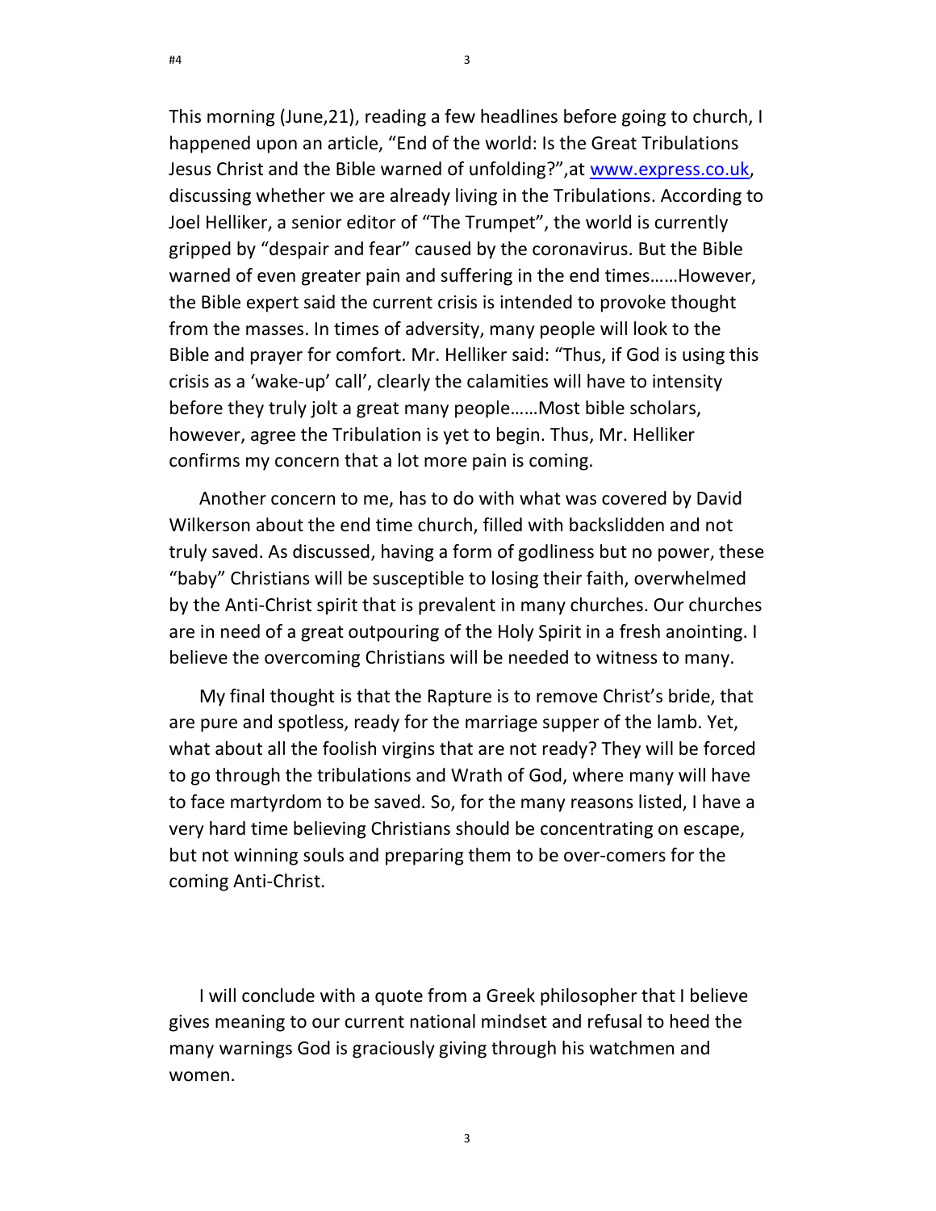This morning (June,21), reading a few headlines before going to church, I happened upon an article, "End of the world: Is the Great Tribulations Jesus Christ and the Bible warned of unfolding?",at [www.express.co.uk](www.express.co.uk), discussing whether we are already living in the Tribulations. According to Joel Helliker, a senior editor of "The Trumpet", the world is currently gripped by "despair and fear" caused by the coronavirus. But the Bible warned of even greater pain and suffering in the end times……However, the Bible expert said the current crisis is intended to provoke thought from the masses. In times of adversity, many people will look to the Bible and prayer for comfort. Mr. Helliker said: "Thus, if God is using this crisis as a 'wake-up' call', clearly the calamities will have to intensity before they truly jolt a great many people……Most bible scholars, however, agree the Tribulation is yet to begin. Thus, Mr. Helliker confirms my concern that a lot more pain is coming.

Another concern to me, has to do with what was covered by David Wilkerson about the end time church, filled with backslidden and not truly saved. As discussed, having a form of godliness but no power, these "baby" Christians will be susceptible to losing their faith, overwhelmed by the Anti-Christ spirit that is prevalent in many churches. Our churches are in need of a great outpouring of the Holy Spirit in a fresh anointing. I believe the overcoming Christians will be needed to witness to many.

My final thought is that the Rapture is to remove Christ's bride, that are pure and spotless, ready for the marriage supper of the lamb. Yet, what about all the foolish virgins that are not ready? They will be forced to go through the tribulations and Wrath of God, where many will have to face martyrdom to be saved. So, for the many reasons listed, I have a very hard time believing Christians should be concentrating on escape, but not winning souls and preparing them to be over-comers for the coming Anti-Christ.

I will conclude with a quote from a Greek philosopher that I believe gives meaning to our current national mindset and refusal to heed the many warnings God is graciously giving through his watchmen and women.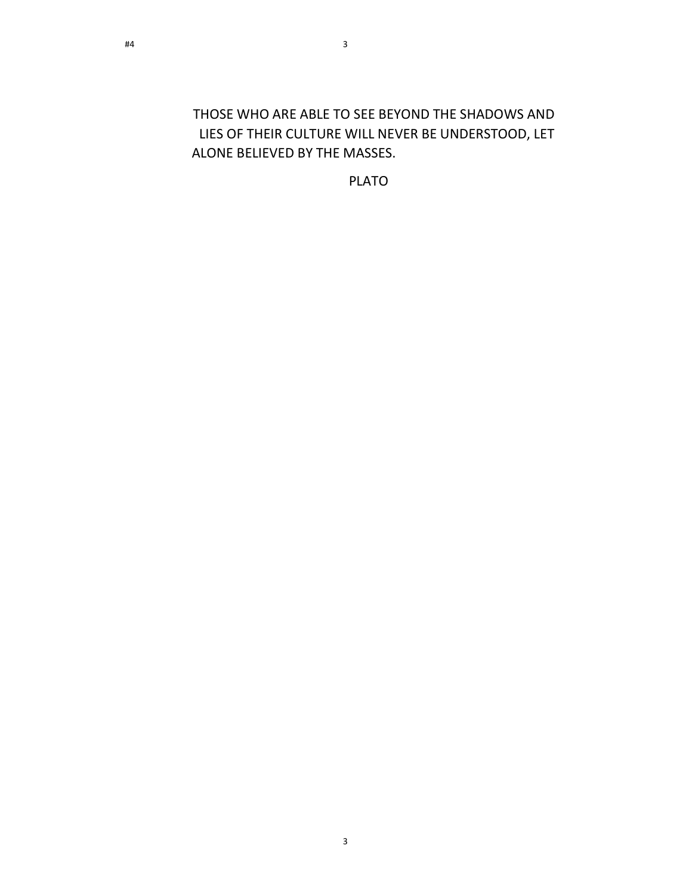THOSE WHO ARE ABLE TO SEE BEYOND THE SHADOWS AND LIES OF THEIR CULTURE WILL NEVER BE UNDERSTOOD, LET ALONE BELIEVED BY THE MASSES.

PLATO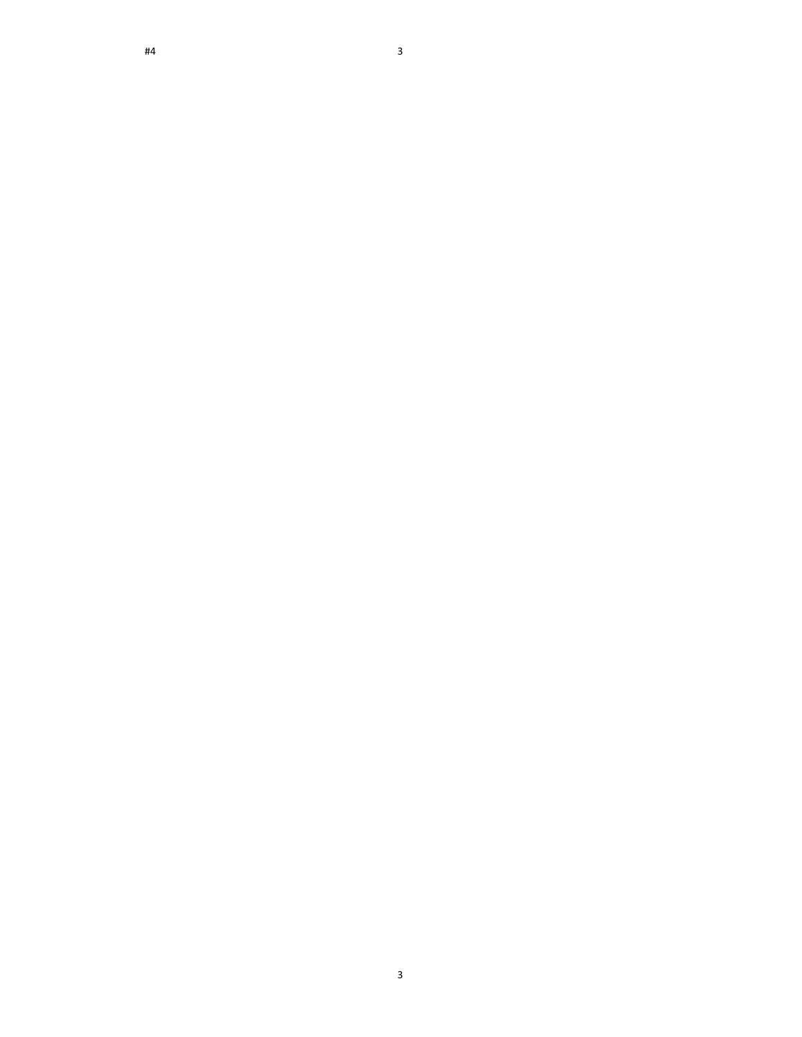#4 3